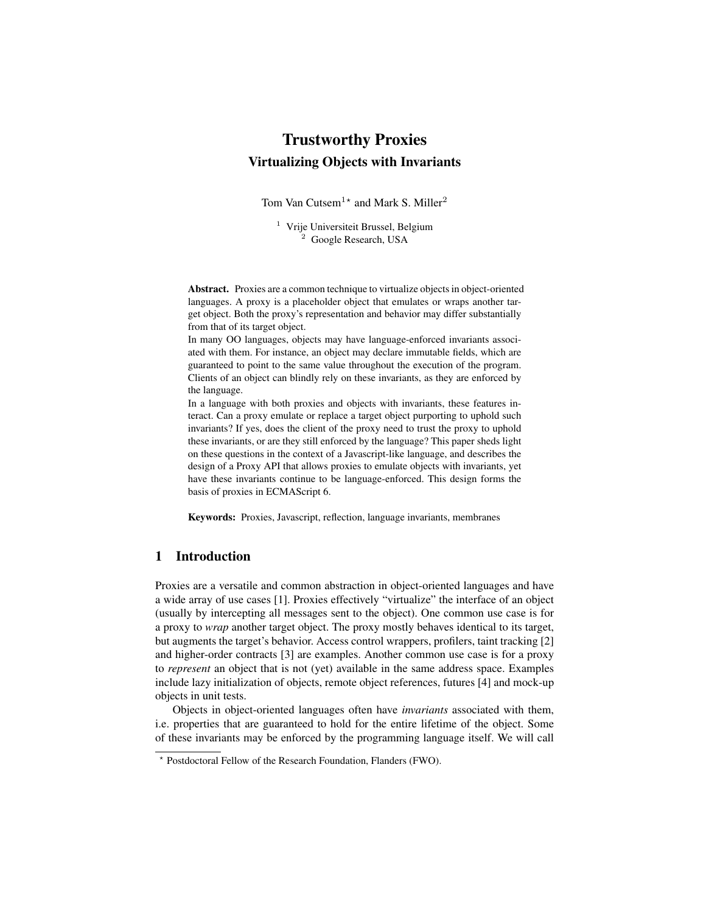# Trustworthy Proxies

## Virtualizing Objects with Invariants

Tom Van Cutsem[1⋆] and Mark S. Miller[2]

[1] Vrije Universiteit Brussel, Belgium
[2] Google Research, USA

**Abstract.** Proxies are a common technique to virtualize objects in object-oriented languages. A proxy is a placeholder object that emulates or wraps another target object. Both the proxy's representation and behavior may differ substantially from that of its target object.

In many OO languages, objects may have language-enforced invariants associated with them. For instance, an object may declare immutable fields, which are guaranteed to point to the same value throughout the execution of the program. Clients of an object can blindly rely on these invariants, as they are enforced by the language.

In a language with both proxies and objects with invariants, these features interact. Can a proxy emulate or replace a target object purporting to uphold such invariants? If yes, does the client of the proxy need to trust the proxy to uphold these invariants, or are they still enforced by the language? This paper sheds light on these questions in the context of a Javascript-like language, and describes the design of a Proxy API that allows proxies to emulate objects with invariants, yet have these invariants continue to be language-enforced. This design forms the basis of proxies in ECMAScript 6.

**Keywords:** Proxies, Javascript, reflection, language invariants, membranes

## 1 Introduction

Proxies are a versatile and common abstraction in object-oriented languages and have a wide array of use cases [1]. Proxies effectively "virtualize" the interface of an object (usually by intercepting all messages sent to the object). One common use case is for a proxy to *wrap* another target object. The proxy mostly behaves identical to its target, but augments the target's behavior. Access control wrappers, profilers, taint tracking [2] and higher-order contracts [3] are examples. Another common use case is for a proxy to *represent* an object that is not (yet) available in the same address space. Examples include lazy initialization of objects, remote object references, futures [4] and mock-up objects in unit tests.

Objects in object-oriented languages often have *invariants* associated with them, i.e. properties that are guaranteed to hold for the entire lifetime of the object. Some of these invariants may be enforced by the programming language itself. We will call

⋆ Postdoctoral Fellow of the Research Foundation, Flanders (FWO).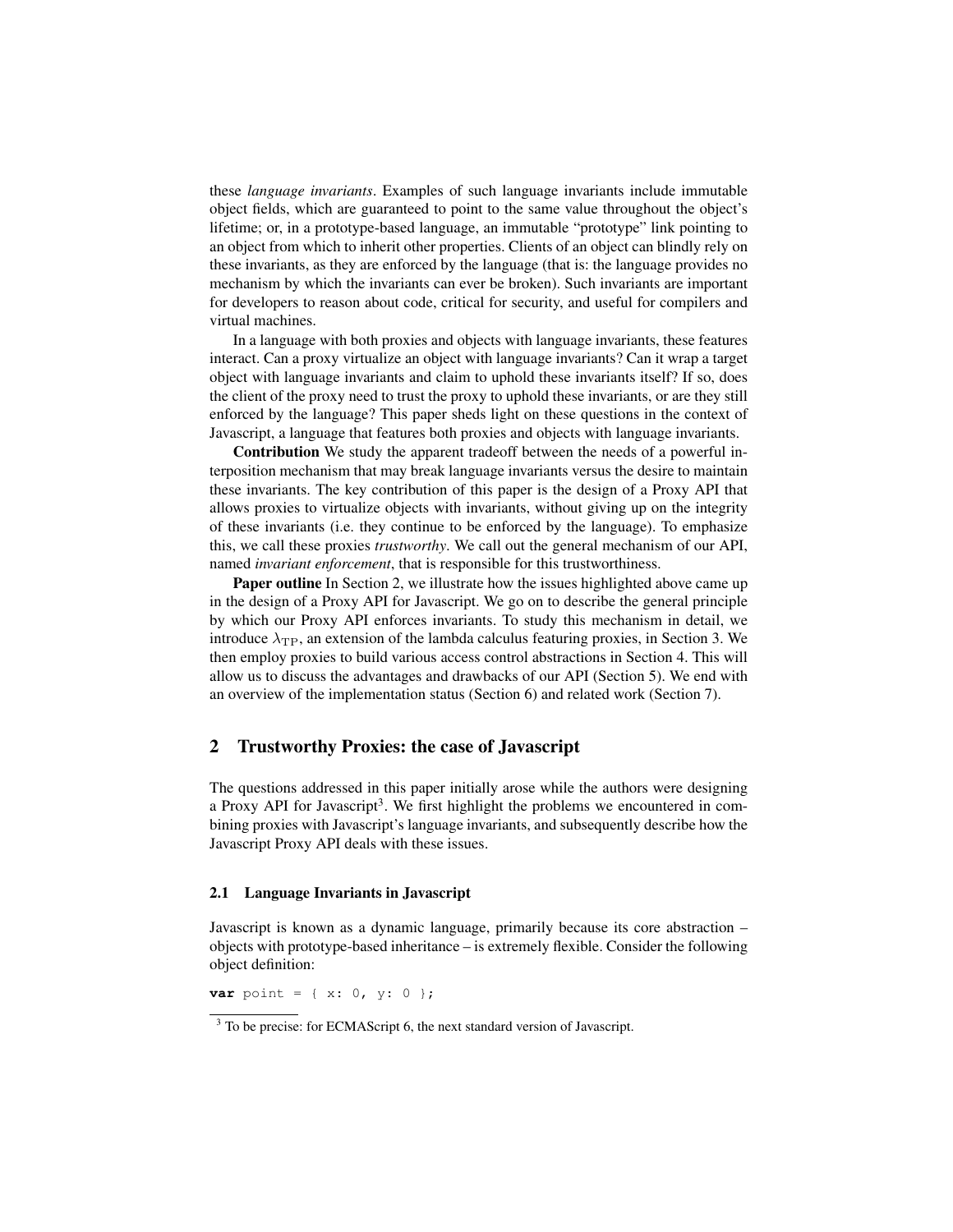these *language invariants*. Examples of such language invariants include immutable object fields, which are guaranteed to point to the same value throughout the object's lifetime; or, in a prototype-based language, an immutable "prototype" link pointing to an object from which to inherit other properties. Clients of an object can blindly rely on these invariants, as they are enforced by the language (that is: the language provides no mechanism by which the invariants can ever be broken). Such invariants are important for developers to reason about code, critical for security, and useful for compilers and virtual machines.

In a language with both proxies and objects with language invariants, these features interact. Can a proxy virtualize an object with language invariants? Can it wrap a target object with language invariants and claim to uphold these invariants itself? If so, does the client of the proxy need to trust the proxy to uphold these invariants, or are they still enforced by the language? This paper sheds light on these questions in the context of Javascript, a language that features both proxies and objects with language invariants.

**Contribution** We study the apparent tradeoff between the needs of a powerful interposition mechanism that may break language invariants versus the desire to maintain these invariants. The key contribution of this paper is the design of a Proxy API that allows proxies to virtualize objects with invariants, without giving up on the integrity of these invariants (i.e. they continue to be enforced by the language). To emphasize this, we call these proxies *trustworthy*. We call out the general mechanism of our API, named *invariant enforcement*, that is responsible for this trustworthiness.

**Paper outline** In Section 2, we illustrate how the issues highlighted above came up in the design of a Proxy API for Javascript. We go on to describe the general principle by which our Proxy API enforces invariants. To study this mechanism in detail, we introduce $\lambda_{\mathrm{TP}}$, an extension of the lambda calculus featuring proxies, in Section 3. We then employ proxies to build various access control abstractions in Section 4. This will allow us to discuss the advantages and drawbacks of our API (Section 5). We end with an overview of the implementation status (Section 6) and related work (Section 7).

## 2 Trustworthy Proxies: the case of Javascript

The questions addressed in this paper initially arose while the authors were designing a Proxy API for Javascript[3]. We first highlight the problems we encountered in combining proxies with Javascript's language invariants, and subsequently describe how the Javascript Proxy API deals with these issues.

### 2.1 Language Invariants in Javascript

Javascript is known as a dynamic language, primarily because its core abstraction – objects with prototype-based inheritance – is extremely flexible. Consider the following object definition:

```
var point = { x: 0, y: 0 };
```

[3] To be precise: for ECMAScript 6, the next standard version of Javascript.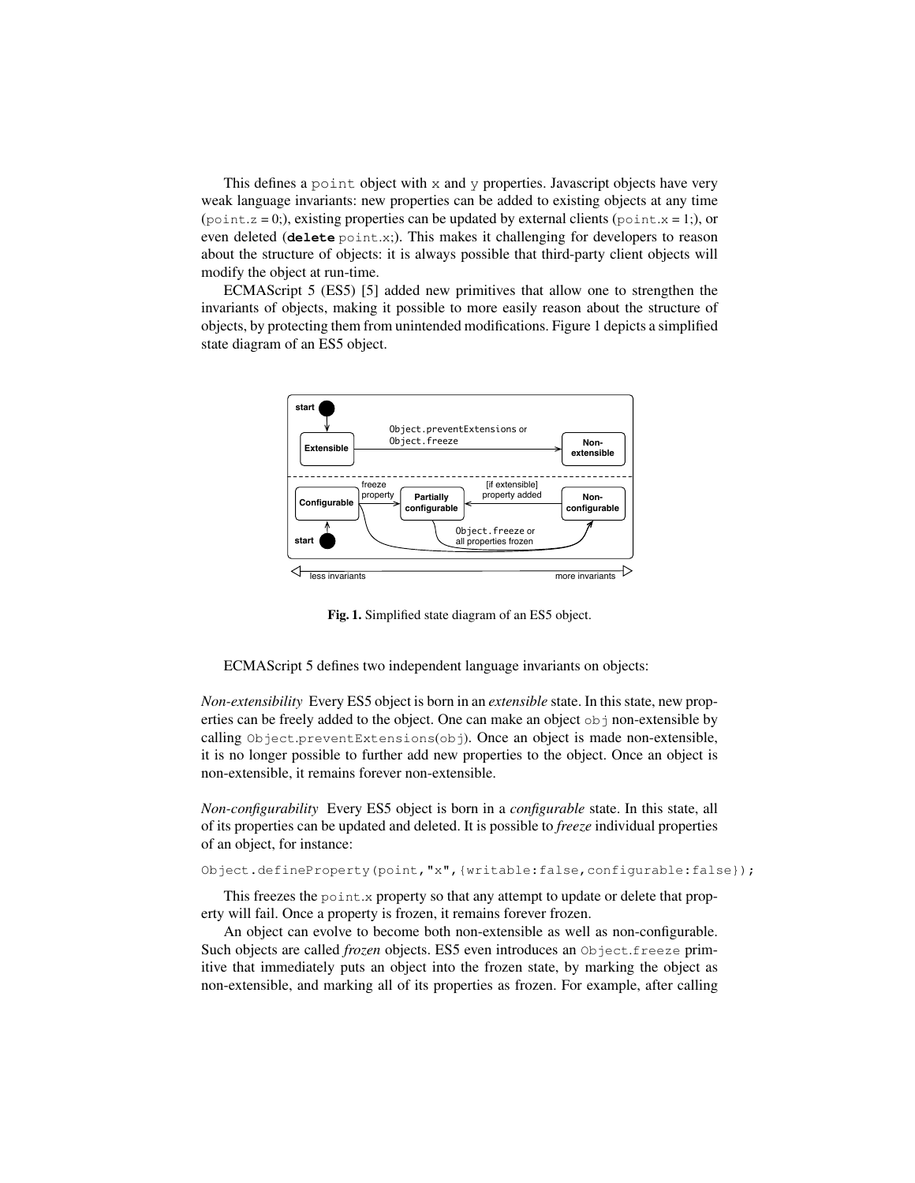This defines a `point` object with `x` and `y` properties. Javascript objects have very weak language invariants: new properties can be added to existing objects at any time (`point.z = 0;`), existing properties can be updated by external clients (`point.x = 1;`), or even deleted (**`delete`** `point.x;`). This makes it challenging for developers to reason about the structure of objects: it is always possible that third-party client objects will modify the object at run-time.

ECMAScript 5 (ES5) [5] added new primitives that allow one to strengthen the invariants of objects, making it possible to more easily reason about the structure of objects, by protecting them from unintended modifications. Figure 1 depicts a simplified state diagram of an ES5 object.

**Fig. 1.** Simplified state diagram of an ES5 object.

ECMAScript 5 defines two independent language invariants on objects:

*Non-extensibility* Every ES5 object is born in an *extensible* state. In this state, new properties can be freely added to the object. One can make an object `obj` non-extensible by calling `Object.preventExtensions(obj)`. Once an object is made non-extensible, it is no longer possible to further add new properties to the object. Once an object is non-extensible, it remains forever non-extensible.

*Non-configurability* Every ES5 object is born in a *configurable* state. In this state, all of its properties can be updated and deleted. It is possible to *freeze* individual properties of an object, for instance:

```
Object.defineProperty(point,"x",{writable:false,configurable:false});
```

This freezes the `point.x` property so that any attempt to update or delete that property will fail. Once a property is frozen, it remains forever frozen.

An object can evolve to become both non-extensible as well as non-configurable. Such objects are called *frozen* objects. ES5 even introduces an `Object.freeze` primitive that immediately puts an object into the frozen state, by marking the object as non-extensible, and marking all of its properties as frozen. For example, after calling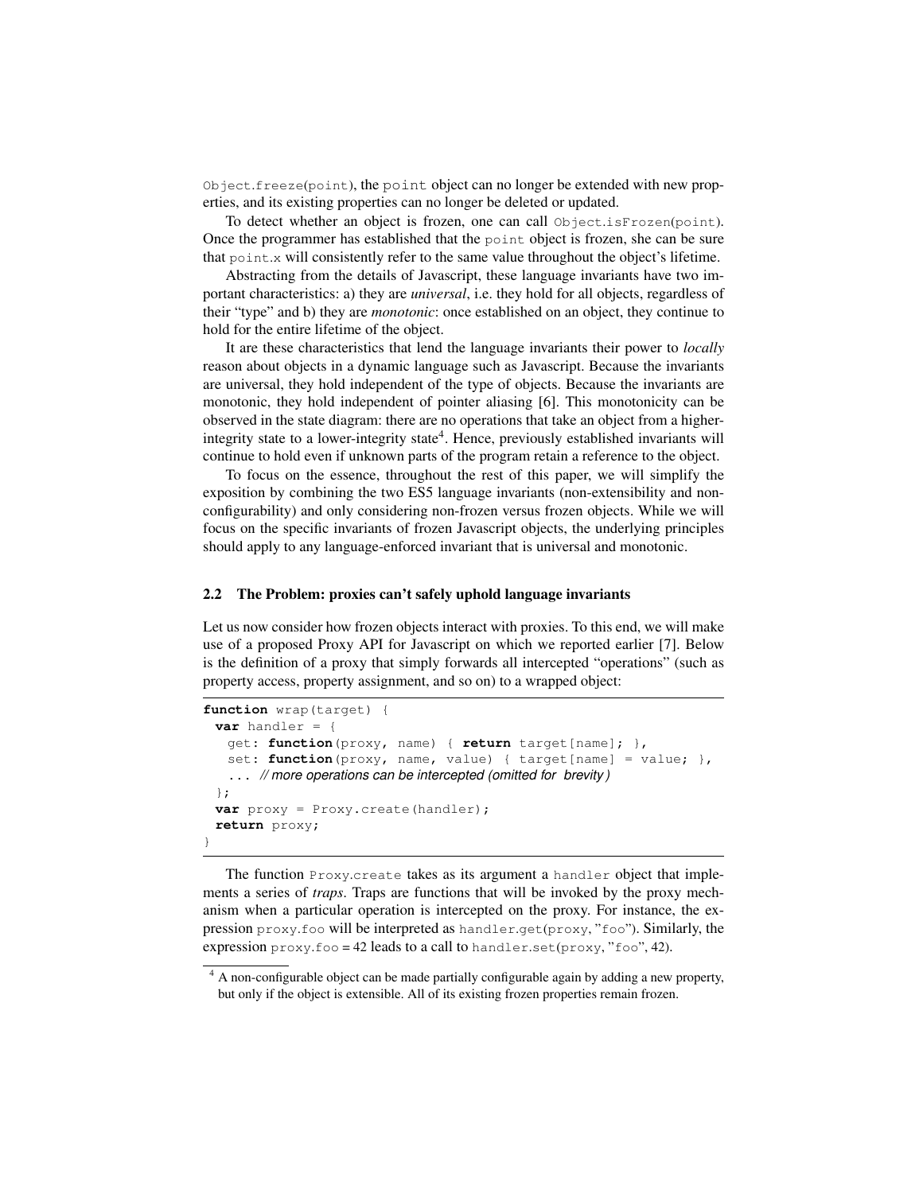`Object.freeze(point)`, the `point` object can no longer be extended with new properties, and its existing properties can no longer be deleted or updated.

To detect whether an object is frozen, one can call `Object.isFrozen(point)`. Once the programmer has established that the `point` object is frozen, she can be sure that `point.x` will consistently refer to the same value throughout the object's lifetime.

Abstracting from the details of Javascript, these language invariants have two important characteristics: a) they are *universal*, i.e. they hold for all objects, regardless of their "type" and b) they are *monotonic*: once established on an object, they continue to hold for the entire lifetime of the object.

It are these characteristics that lend the language invariants their power to *locally* reason about objects in a dynamic language such as Javascript. Because the invariants are universal, they hold independent of the type of objects. Because the invariants are monotonic, they hold independent of pointer aliasing [6]. This monotonicity can be observed in the state diagram: there are no operations that take an object from a higher-integrity state to a lower-integrity state[4]. Hence, previously established invariants will continue to hold even if unknown parts of the program retain a reference to the object.

To focus on the essence, throughout the rest of this paper, we will simplify the exposition by combining the two ES5 language invariants (non-extensibility and non-configurability) and only considering non-frozen versus frozen objects. While we will focus on the specific invariants of frozen Javascript objects, the underlying principles should apply to any language-enforced invariant that is universal and monotonic.

### 2.2 The Problem: proxies can't safely uphold language invariants

Let us now consider how frozen objects interact with proxies. To this end, we will make use of a proposed Proxy API for Javascript on which we reported earlier [7]. Below is the definition of a proxy that simply forwards all intercepted "operations" (such as property access, property assignment, and so on) to a wrapped object:

```
function wrap(target) {
  var handler = {
    get: function(proxy, name) { return target[name]; },
    set: function(proxy, name, value) { target[name] = value; },
    ... // more operations can be intercepted (omitted for brevity)
  };
  var proxy = Proxy.create(handler);
  return proxy;
}
```

The function `Proxy.create` takes as its argument a `handler` object that implements a series of *traps*. Traps are functions that will be invoked by the proxy mechanism when a particular operation is intercepted on the proxy. For instance, the expression `proxy.foo` will be interpreted as `handler.get(proxy, "foo")`. Similarly, the expression `proxy.foo = 42` leads to a call to `handler.set(proxy, "foo", 42)`.

---

[4] A non-configurable object can be made partially configurable again by adding a new property, but only if the object is extensible. All of its existing frozen properties remain frozen.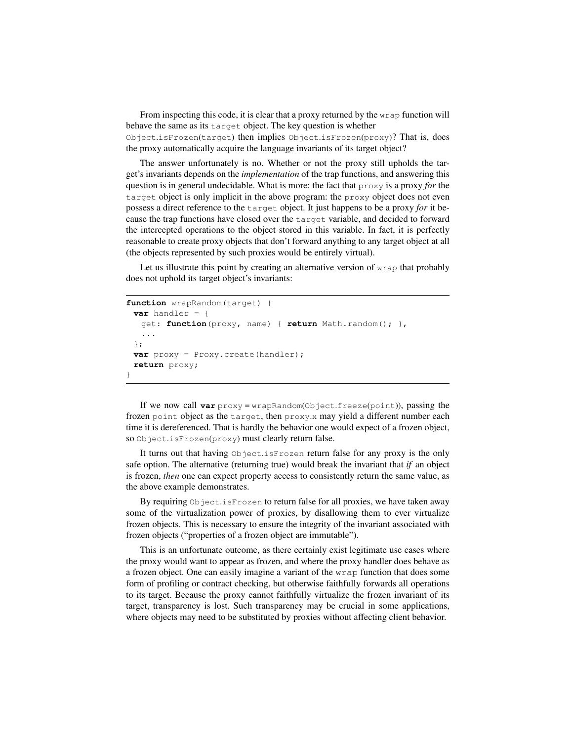From inspecting this code, it is clear that a proxy returned by the `wrap` function will behave the same as its `target` object. The key question is whether `Object.isFrozen(target)` then implies `Object.isFrozen(proxy)`? That is, does the proxy automatically acquire the language invariants of its target object?

The answer unfortunately is no. Whether or not the proxy still upholds the target's invariants depends on the *implementation* of the trap functions, and answering this question is in general undecidable. What is more: the fact that `proxy` is a proxy *for* the `target` object is only implicit in the above program: the `proxy` object does not even possess a direct reference to the `target` object. It just happens to be a proxy *for* it because the trap functions have closed over the `target` variable, and decided to forward the intercepted operations to the object stored in this variable. In fact, it is perfectly reasonable to create proxy objects that don't forward anything to any target object at all (the objects represented by such proxies would be entirely virtual).

Let us illustrate this point by creating an alternative version of `wrap` that probably does not uphold its target object's invariants:

```
function wrapRandom(target) {
  var handler = {
    get: function(proxy, name) { return Math.random(); },
    ...
  };
  var proxy = Proxy.create(handler);
  return proxy;
}
```

If we now call **var** `proxy = wrapRandom(Object.freeze(point))`, passing the frozen `point` object as the `target`, then `proxy.x` may yield a different number each time it is dereferenced. That is hardly the behavior one would expect of a frozen object, so `Object.isFrozen(proxy)` must clearly return false.

It turns out that having `Object.isFrozen` return false for any proxy is the only safe option. The alternative (returning true) would break the invariant that *if* an object is frozen, *then* one can expect property access to consistently return the same value, as the above example demonstrates.

By requiring `Object.isFrozen` to return false for all proxies, we have taken away some of the virtualization power of proxies, by disallowing them to ever virtualize frozen objects. This is necessary to ensure the integrity of the invariant associated with frozen objects ("properties of a frozen object are immutable").

This is an unfortunate outcome, as there certainly exist legitimate use cases where the proxy would want to appear as frozen, and where the proxy handler does behave as a frozen object. One can easily imagine a variant of the `wrap` function that does some form of profiling or contract checking, but otherwise faithfully forwards all operations to its target. Because the proxy cannot faithfully virtualize the frozen invariant of its target, transparency is lost. Such transparency may be crucial in some applications, where objects may need to be substituted by proxies without affecting client behavior.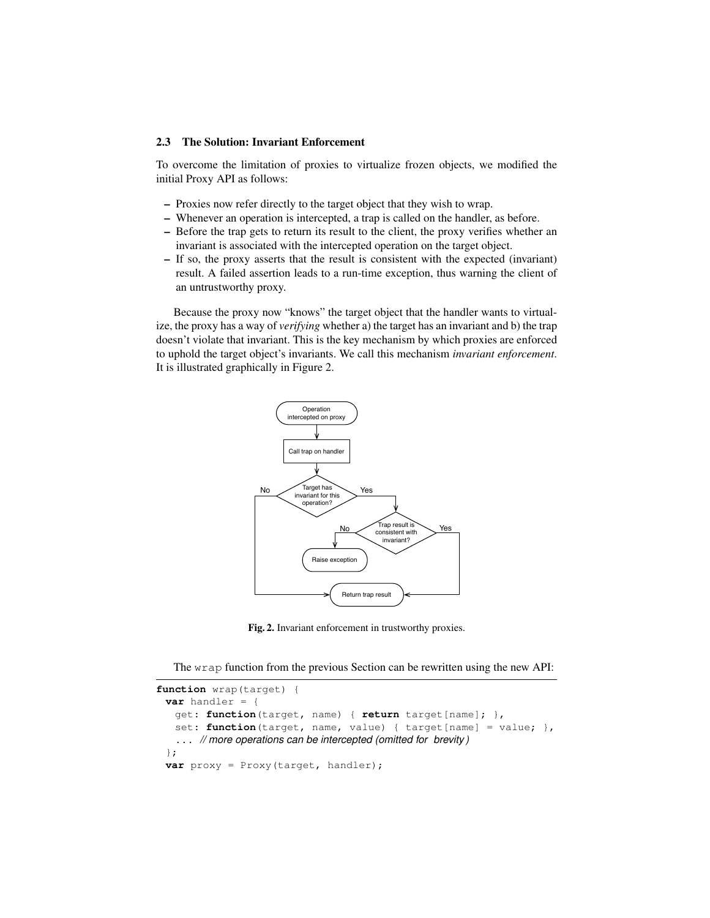### 2.3 The Solution: Invariant Enforcement

To overcome the limitation of proxies to virtualize frozen objects, we modified the initial Proxy API as follows:

- Proxies now refer directly to the target object that they wish to wrap.
- Whenever an operation is intercepted, a trap is called on the handler, as before.
- Before the trap gets to return its result to the client, the proxy verifies whether an invariant is associated with the intercepted operation on the target object.
- If so, the proxy asserts that the result is consistent with the expected (invariant) result. A failed assertion leads to a run-time exception, thus warning the client of an untrustworthy proxy.

Because the proxy now "knows" the target object that the handler wants to virtualize, the proxy has a way of *verifying* whether a) the target has an invariant and b) the trap doesn't violate that invariant. This is the key mechanism by which proxies are enforced to uphold the target object's invariants. We call this mechanism *invariant enforcement*. It is illustrated graphically in Figure 2.

Operation intercepted on proxy → Call trap on handler → Target has invariant for this operation? (No → Return trap result; Yes → Trap result is consistent with invariant? (No → Raise exception; Yes → Return trap result))

**Fig. 2.** Invariant enforcement in trustworthy proxies.

The `wrap` function from the previous Section can be rewritten using the new API:

```
function wrap(target) {
  var handler = {
    get: function(target, name) { return target[name]; },
    set: function(target, name, value) { target[name] = value; },
    ... // more operations can be intercepted (omitted for brevity)
  };
  var proxy = Proxy(target, handler);
```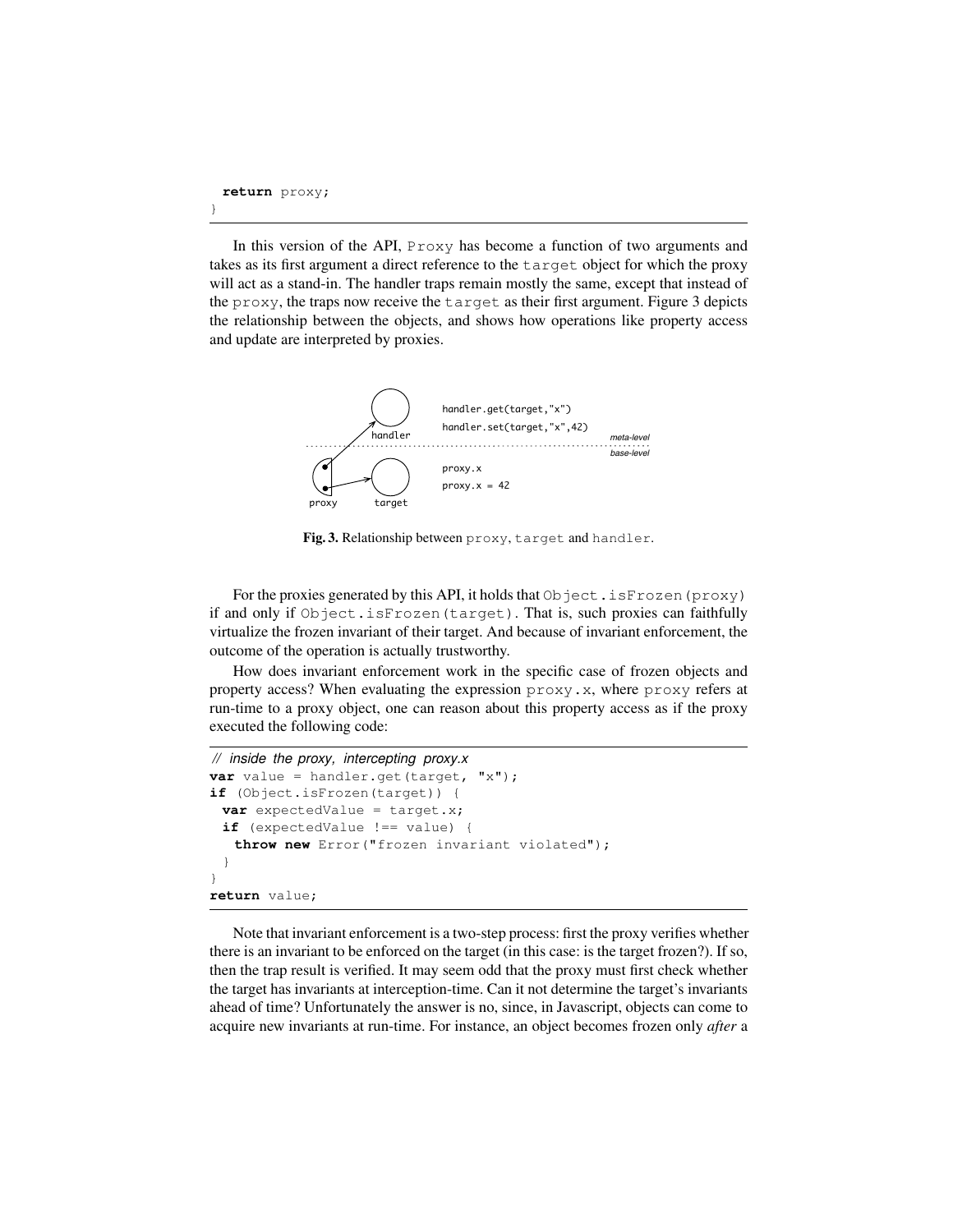```
  return proxy;
}
```

In this version of the API, `Proxy` has become a function of two arguments and takes as its first argument a direct reference to the `target` object for which the proxy will act as a stand-in. The handler traps remain mostly the same, except that instead of the `proxy`, the traps now receive the `target` as their first argument. Figure 3 depicts the relationship between the objects, and shows how operations like property access and update are interpreted by proxies.

**Fig. 3.** Relationship between `proxy`, `target` and `handler`.

For the proxies generated by this API, it holds that `Object.isFrozen(proxy)` if and only if `Object.isFrozen(target)`. That is, such proxies can faithfully virtualize the frozen invariant of their target. And because of invariant enforcement, the outcome of the operation is actually trustworthy.

How does invariant enforcement work in the specific case of frozen objects and property access? When evaluating the expression `proxy.x`, where `proxy` refers at run-time to a proxy object, one can reason about this property access as if the proxy executed the following code:

```
// inside the proxy, intercepting proxy.x
var value = handler.get(target, "x");
if (Object.isFrozen(target)) {
  var expectedValue = target.x;
  if (expectedValue !== value) {
    throw new Error("frozen invariant violated");
  }
}
return value;
```

Note that invariant enforcement is a two-step process: first the proxy verifies whether there is an invariant to be enforced on the target (in this case: is the target frozen?). If so, then the trap result is verified. It may seem odd that the proxy must first check whether the target has invariants at interception-time. Can it not determine the target's invariants ahead of time? Unfortunately the answer is no, since, in Javascript, objects can come to acquire new invariants at run-time. For instance, an object becomes frozen only *after* a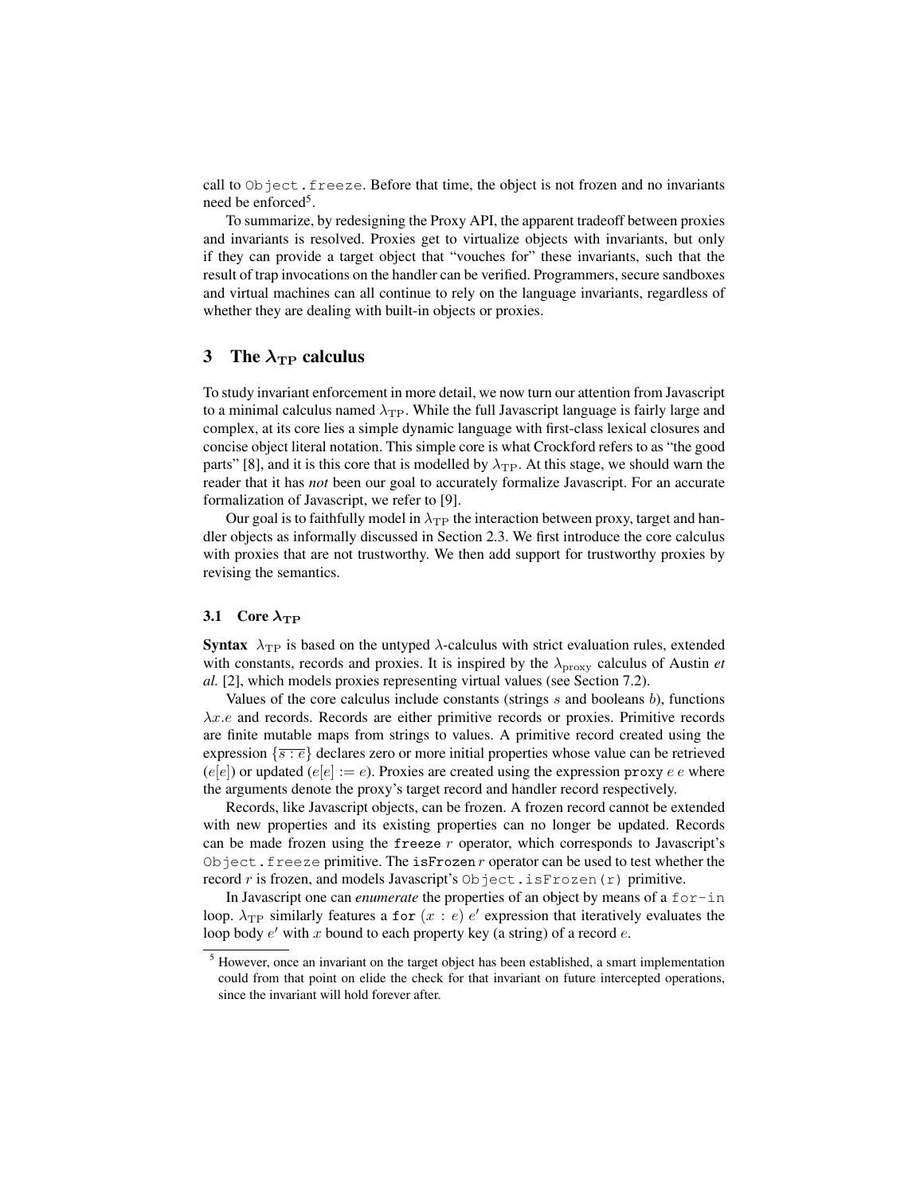call to `Object.freeze`. Before that time, the object is not frozen and no invariants need be enforced[5].

To summarize, by redesigning the Proxy API, the apparent tradeoff between proxies and invariants is resolved. Proxies get to virtualize objects with invariants, but only if they can provide a target object that "vouches for" these invariants, such that the result of trap invocations on the handler can be verified. Programmers, secure sandboxes and virtual machines can all continue to rely on the language invariants, regardless of whether they are dealing with built-in objects or proxies.

## 3 The $\lambda_{\text{TP}}$ calculus

To study invariant enforcement in more detail, we now turn our attention from Javascript to a minimal calculus named $\lambda_{\text{TP}}$. While the full Javascript language is fairly large and complex, at its core lies a simple dynamic language with first-class lexical closures and concise object literal notation. This simple core is what Crockford refers to as "the good parts" [8], and it is this core that is modelled by $\lambda_{\text{TP}}$. At this stage, we should warn the reader that it has *not* been our goal to accurately formalize Javascript. For an accurate formalization of Javascript, we refer to [9].

Our goal is to faithfully model in $\lambda_{\text{TP}}$ the interaction between proxy, target and handler objects as informally discussed in Section 2.3. We first introduce the core calculus with proxies that are not trustworthy. We then add support for trustworthy proxies by revising the semantics.

### 3.1 Core $\lambda_{\text{TP}}$

**Syntax** $\lambda_{\text{TP}}$ is based on the untyped $\lambda$-calculus with strict evaluation rules, extended with constants, records and proxies. It is inspired by the $\lambda_{\text{proxy}}$ calculus of Austin *et al.* [2], which models proxies representing virtual values (see Section 7.2).

Values of the core calculus include constants (strings $s$ and booleans $b$), functions $\lambda x.e$ and records. Records are either primitive records or proxies. Primitive records are finite mutable maps from strings to values. A primitive record created using the expression $\{\overline{s : e}\}$ declares zero or more initial properties whose value can be retrieved ($e[e]$) or updated ($e[e] := e$). Proxies are created using the expression $\texttt{proxy}\ e\ e$ where the arguments denote the proxy's target record and handler record respectively.

Records, like Javascript objects, can be frozen. A frozen record cannot be extended with new properties and its existing properties can no longer be updated. Records can be made frozen using the $\texttt{freeze}\ r$ operator, which corresponds to Javascript's `Object.freeze` primitive. The $\texttt{isFrozen}\ r$ operator can be used to test whether the record $r$ is frozen, and models Javascript's `Object.isFrozen(r)` primitive.

In Javascript one can *enumerate* the properties of an object by means of a `for-in` loop. $\lambda_{\text{TP}}$ similarly features a $\texttt{for}\ (x : e)\ e'$ expression that iteratively evaluates the loop body $e'$ with $x$ bound to each property key (a string) of a record $e$.

[5] However, once an invariant on the target object has been established, a smart implementation could from that point on elide the check for that invariant on future intercepted operations, since the invariant will hold forever after.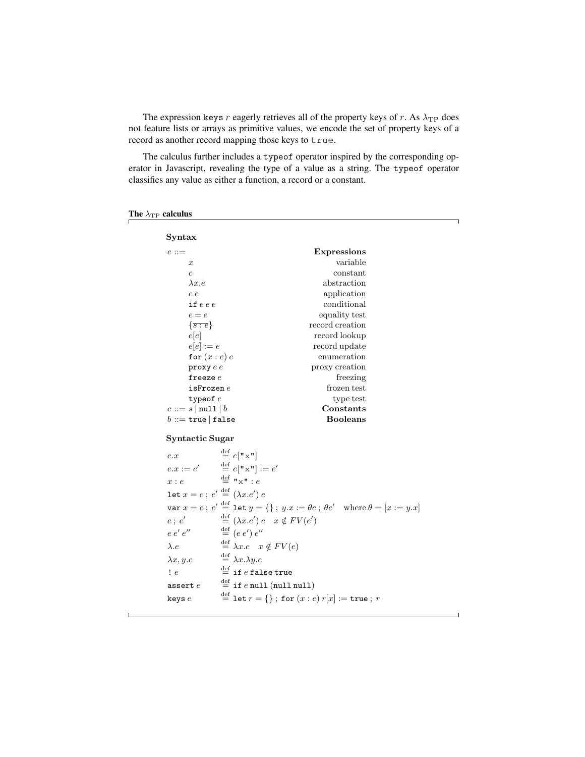The expression `keys` $r$ eagerly retrieves all of the property keys of $r$. As $\lambda_{\mathrm{TP}}$ does not feature lists or arrays as primitive values, we encode the set of property keys of a record as another record mapping those keys to `true`.

The calculus further includes a `typeof` operator inspired by the corresponding operator in Javascript, revealing the type of a value as a string. The `typeof` operator classifies any value as either a function, a record or a constant.

**The $\lambda_{\mathrm{TP}}$ calculus**

**Syntax**

| | |
|---|---|
| $e ::=$ | **Expressions** |
| $x$ | variable |
| $c$ | constant |
| $\lambda x.e$ | abstraction |
| $e\ e$ | application |
| $\texttt{if}\ e\ e\ e$ | conditional |
| $e = e$ | equality test |
| $\{\overline{s : e}\}$ | record creation |
| $e[e]$ | record lookup |
| $e[e] := e$ | record update |
| $\texttt{for}\ (x : e)\ e$ | enumeration |
| $\texttt{proxy}\ e\ e$ | proxy creation |
| $\texttt{freeze}\ e$ | freezing |
| $\texttt{isFrozen}\ e$ | frozen test |
| $\texttt{typeof}\ e$ | type test |
| $c ::= s \mid \texttt{null} \mid b$ | **Constants** |
| $b ::= \texttt{true} \mid \texttt{false}$ | **Booleans** |

**Syntactic Sugar**

$$
\begin{array}{lll}
e.x & \stackrel{\text{def}}{=} e[\texttt{"x"}] & \\
e.x := e' & \stackrel{\text{def}}{=} e[\texttt{"x"}] := e' & \\
x : e & \stackrel{\text{def}}{=} \texttt{"x"} : e & \\
\texttt{let}\ x = e\ ;\ e' & \stackrel{\text{def}}{=} (\lambda x.e')\ e & \\
\texttt{var}\ x = e\ ;\ e' & \stackrel{\text{def}}{=} \texttt{let}\ y = \{\}\ ;\ y.x := \theta e\ ;\ \theta e' & \text{where } \theta = [x := y.x] \\
e\ ;\ e' & \stackrel{\text{def}}{=} (\lambda x.e')\ e \quad x \notin FV(e') & \\
e\ e'\ e'' & \stackrel{\text{def}}{=} (e\ e')\ e'' & \\
\lambda.e & \stackrel{\text{def}}{=} \lambda x.e \quad x \notin FV(e) & \\
\lambda x, y.e & \stackrel{\text{def}}{=} \lambda x.\lambda y.e & \\
!\ e & \stackrel{\text{def}}{=} \texttt{if}\ e\ \texttt{false}\ \texttt{true} & \\
\texttt{assert}\ e & \stackrel{\text{def}}{=} \texttt{if}\ e\ \texttt{null}\ (\texttt{null}\ \texttt{null}) & \\
\texttt{keys}\ e & \stackrel{\text{def}}{=} \texttt{let}\ r = \{\}\ ;\ \texttt{for}\ (x : e)\ r[x] := \texttt{true}\ ;\ r &
\end{array}
$$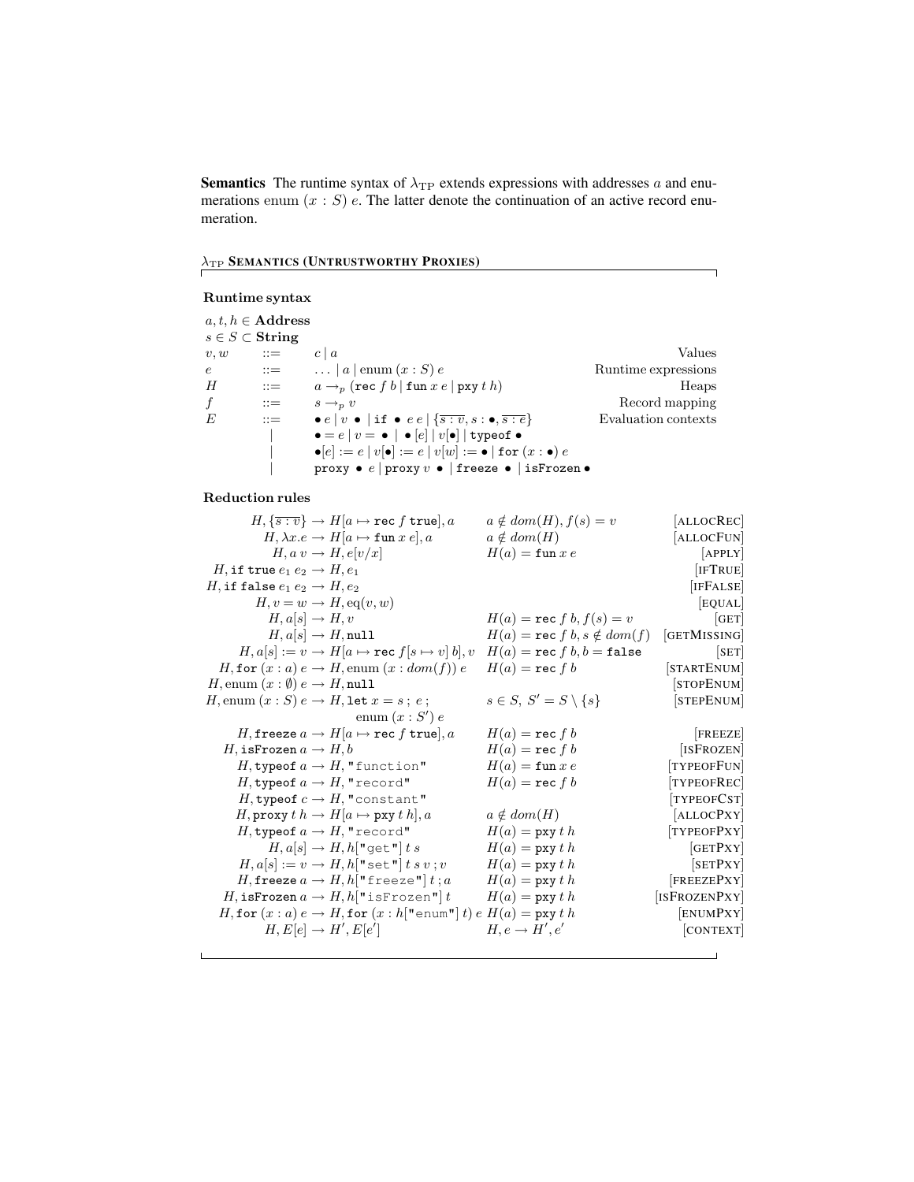**Semantics** The runtime syntax of $\lambda_{\text{TP}}$ extends expressions with addresses $a$ and enumerations $\text{enum}\ (x : S)\ e$. The latter denote the continuation of an active record enumeration.

**$\lambda_{\text{TP}}$ SEMANTICS (UNTRUSTWORTHY PROXIES)**

**Runtime syntax**

$$
\begin{array}{lcll}
a, t, h \in \textbf{Address} & & & \\
s \in S \subset \textbf{String} & & & \\
v, w & ::= & c \mid a & \text{Values} \\
e & ::= & \ldots \mid a \mid \text{enum}\ (x : S)\ e & \text{Runtime expressions} \\
H & ::= & a \rightarrow_p (\texttt{rec}\ f\ b \mid \texttt{fun}\ x\ e \mid \texttt{pxy}\ t\ h) & \text{Heaps} \\
f & ::= & s \rightarrow_p v & \text{Record mapping} \\
E & ::= & \bullet\ e \mid v\ \bullet \mid \texttt{if}\ \bullet\ e\ e \mid \{\overline{s : v}, s : \bullet, \overline{s : e}\} & \text{Evaluation contexts} \\
 & \mid & \bullet = e \mid v = \bullet \mid \bullet[e] \mid v[\bullet] \mid \texttt{typeof}\ \bullet & \\
 & \mid & \bullet[e] := e \mid v[\bullet] := e \mid v[w] := \bullet \mid \texttt{for}\ (x : \bullet)\ e & \\
 & \mid & \texttt{proxy}\ \bullet\ e \mid \texttt{proxy}\ v\ \bullet \mid \texttt{freeze}\ \bullet \mid \texttt{isFrozen}\ \bullet &
\end{array}
$$

**Reduction rules**

$$
\begin{array}{rcll}
H, \{\overline{s : v}\} & \rightarrow & H[a \mapsto \texttt{rec}\ f\ \texttt{true}], a \quad & a \notin dom(H), f(s) = v \quad [\text{ALLOCREC}] \\
H, \lambda x.e & \rightarrow & H[a \mapsto \texttt{fun}\ x\ e], a & a \notin dom(H) \quad [\text{ALLOCFUN}] \\
H, a\ v & \rightarrow & H, e[v/x] & H(a) = \texttt{fun}\ x\ e \quad [\text{APPLY}] \\
H, \texttt{if true}\ e_1\ e_2 & \rightarrow & H, e_1 & [\text{IFTRUE}] \\
H, \texttt{if false}\ e_1\ e_2 & \rightarrow & H, e_2 & [\text{IFFALSE}] \\
H, v = w & \rightarrow & H, \text{eq}(v, w) & [\text{EQUAL}] \\
H, a[s] & \rightarrow & H, v & H(a) = \texttt{rec}\ f\ b, f(s) = v \quad [\text{GET}] \\
H, a[s] & \rightarrow & H, \texttt{null} & H(a) = \texttt{rec}\ f\ b, s \notin dom(f) \quad [\text{GETMISSING}] \\
H, a[s] := v & \rightarrow & H[a \mapsto \texttt{rec}\ f[s \mapsto v]\ b], v & H(a) = \texttt{rec}\ f\ b, b = \texttt{false} \quad [\text{SET}] \\
H, \texttt{for}\ (x : a)\ e & \rightarrow & H, \text{enum}\ (x : dom(f))\ e & H(a) = \texttt{rec}\ f\ b \quad [\text{STARTENUM}] \\
H, \text{enum}\ (x : \emptyset)\ e & \rightarrow & H, \texttt{null} & [\text{STOPENUM}] \\
H, \text{enum}\ (x : S)\ e & \rightarrow & H, \texttt{let}\ x = s\ ;\ e\ ; & s \in S,\ S' = S \setminus \{s\} \quad [\text{STEPENUM}] \\
 & & \quad \text{enum}\ (x : S')\ e & \\
H, \texttt{freeze}\ a & \rightarrow & H[a \mapsto \texttt{rec}\ f\ \texttt{true}], a & H(a) = \texttt{rec}\ f\ b \quad [\text{FREEZE}] \\
H, \texttt{isFrozen}\ a & \rightarrow & H, b & H(a) = \texttt{rec}\ f\ b \quad [\text{ISFROZEN}] \\
H, \texttt{typeof}\ a & \rightarrow & H, \texttt{"function"} & H(a) = \texttt{fun}\ x\ e \quad [\text{TYPEOFFUN}] \\
H, \texttt{typeof}\ a & \rightarrow & H, \texttt{"record"} & H(a) = \texttt{rec}\ f\ b \quad [\text{TYPEOFREC}] \\
H, \texttt{typeof}\ c & \rightarrow & H, \texttt{"constant"} & [\text{TYPEOFCST}] \\
H, \texttt{proxy}\ t\ h & \rightarrow & H[a \mapsto \texttt{pxy}\ t\ h], a & a \notin dom(H) \quad [\text{ALLOCPXY}] \\
H, \texttt{typeof}\ a & \rightarrow & H, \texttt{"record"} & H(a) = \texttt{pxy}\ t\ h \quad [\text{TYPEOFPXY}] \\
H, a[s] & \rightarrow & H, h[\texttt{"get"}]\ t\ s & H(a) = \texttt{pxy}\ t\ h \quad [\text{GETPXY}] \\
H, a[s] := v & \rightarrow & H, h[\texttt{"set"}]\ t\ s\ v\ ; v & H(a) = \texttt{pxy}\ t\ h \quad [\text{SETPXY}] \\
H, \texttt{freeze}\ a & \rightarrow & H, h[\texttt{"freeze"}]\ t\ ; a & H(a) = \texttt{pxy}\ t\ h \quad [\text{FREEZEPXY}] \\
H, \texttt{isFrozen}\ a & \rightarrow & H, h[\texttt{"isFrozen"}]\ t & H(a) = \texttt{pxy}\ t\ h \quad [\text{ISFROZENPXY}] \\
H, \texttt{for}\ (x : a)\ e & \rightarrow & H, \texttt{for}\ (x : h[\texttt{"enum"}]\ t)\ e & H(a) = \texttt{pxy}\ t\ h \quad [\text{ENUMPXY}] \\
H, E[e] & \rightarrow & H', E[e'] & H, e \rightarrow H', e' \quad [\text{CONTEXT}]
\end{array}
$$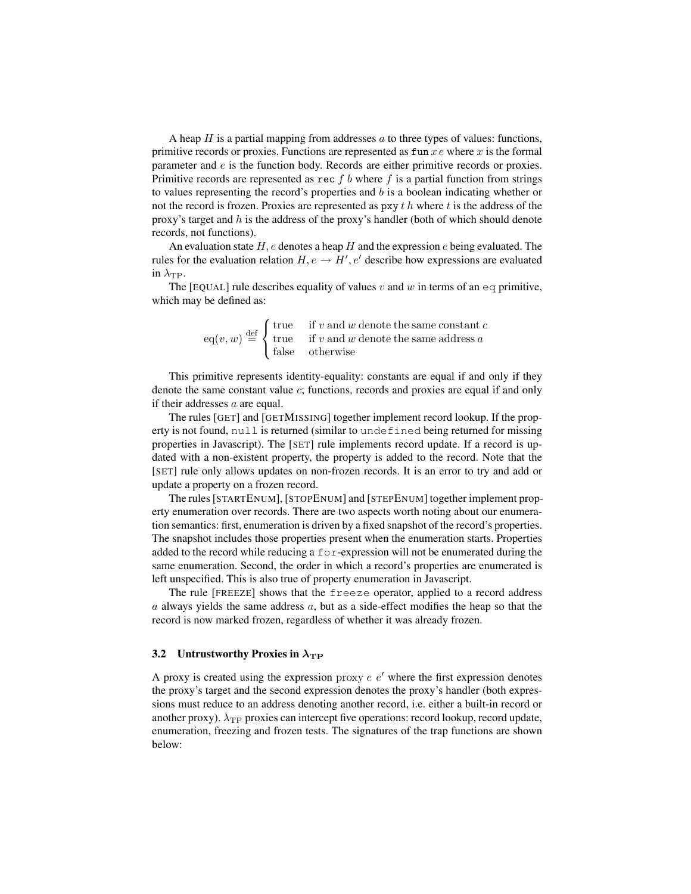A heap $H$ is a partial mapping from addresses $a$ to three types of values: functions, primitive records or proxies. Functions are represented as $\texttt{fun}\, x\, e$ where $x$ is the formal parameter and $e$ is the function body. Records are either primitive records or proxies. Primitive records are represented as $\texttt{rec}\ f\ b$ where $f$ is a partial function from strings to values representing the record's properties and $b$ is a boolean indicating whether or not the record is frozen. Proxies are represented as $\texttt{pxy}\ t\ h$ where $t$ is the address of the proxy's target and $h$ is the address of the proxy's handler (both of which should denote records, not functions).

An evaluation state $H, e$ denotes a heap $H$ and the expression $e$ being evaluated. The rules for the evaluation relation $H, e \rightarrow H', e'$ describe how expressions are evaluated in $\lambda_{\text{TP}}$.

The [EQUAL] rule describes equality of values $v$ and $w$ in terms of an `eq` primitive, which may be defined as:

$$\text{eq}(v, w) \stackrel{\text{def}}{=} \begin{cases} \text{true} & \text{if } v \text{ and } w \text{ denote the same constant } c \\ \text{true} & \text{if } v \text{ and } w \text{ denote the same address } a \\ \text{false} & \text{otherwise} \end{cases}$$

This primitive represents identity-equality: constants are equal if and only if they denote the same constant value $c$; functions, records and proxies are equal if and only if their addresses $a$ are equal.

The rules [GET] and [GETMISSING] together implement record lookup. If the property is not found, `null` is returned (similar to `undefined` being returned for missing properties in Javascript). The [SET] rule implements record update. If a record is updated with a non-existent property, the property is added to the record. Note that the [SET] rule only allows updates on non-frozen records. It is an error to try and add or update a property on a frozen record.

The rules [STARTENUM], [STOPENUM] and [STEPENUM] together implement property enumeration over records. There are two aspects worth noting about our enumeration semantics: first, enumeration is driven by a fixed snapshot of the record's properties. The snapshot includes those properties present when the enumeration starts. Properties added to the record while reducing a `for`-expression will not be enumerated during the same enumeration. Second, the order in which a record's properties are enumerated is left unspecified. This is also true of property enumeration in Javascript.

The rule [FREEZE] shows that the `freeze` operator, applied to a record address $a$ always yields the same address $a$, but as a side-effect modifies the heap so that the record is now marked frozen, regardless of whether it was already frozen.

### 3.2 Untrustworthy Proxies in $\lambda_{\text{TP}}$

A proxy is created using the expression proxy $e\ e'$ where the first expression denotes the proxy's target and the second expression denotes the proxy's handler (both expressions must reduce to an address denoting another record, i.e. either a built-in record or another proxy). $\lambda_{\text{TP}}$ proxies can intercept five operations: record lookup, record update, enumeration, freezing and frozen tests. The signatures of the trap functions are shown below: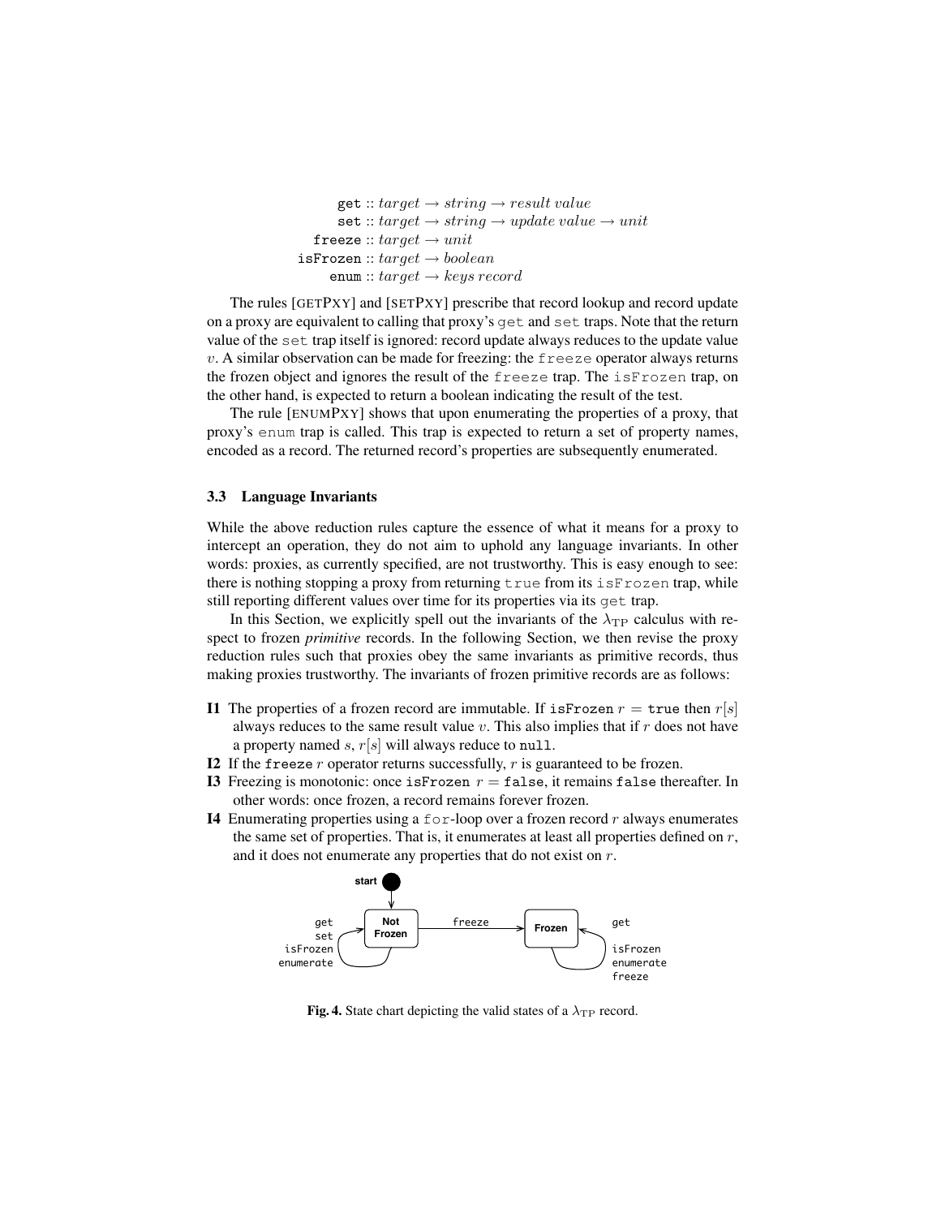$$\begin{aligned}
\texttt{get} &:: \mathit{target} \rightarrow \mathit{string} \rightarrow \mathit{result\ value} \\
\texttt{set} &:: \mathit{target} \rightarrow \mathit{string} \rightarrow \mathit{update\ value} \rightarrow \mathit{unit} \\
\texttt{freeze} &:: \mathit{target} \rightarrow \mathit{unit} \\
\texttt{isFrozen} &:: \mathit{target} \rightarrow \mathit{boolean} \\
\texttt{enum} &:: \mathit{target} \rightarrow \mathit{keys\ record}
\end{aligned}$$

The rules [GETPXY] and [SETPXY] prescribe that record lookup and record update on a proxy are equivalent to calling that proxy's `get` and `set` traps. Note that the return value of the `set` trap itself is ignored: record update always reduces to the update value $v$. A similar observation can be made for freezing: the `freeze` operator always returns the frozen object and ignores the result of the `freeze` trap. The `isFrozen` trap, on the other hand, is expected to return a boolean indicating the result of the test.

The rule [ENUMPXY] shows that upon enumerating the properties of a proxy, that proxy's `enum` trap is called. This trap is expected to return a set of property names, encoded as a record. The returned record's properties are subsequently enumerated.

### 3.3 Language Invariants

While the above reduction rules capture the essence of what it means for a proxy to intercept an operation, they do not aim to uphold any language invariants. In other words: proxies, as currently specified, are not trustworthy. This is easy enough to see: there is nothing stopping a proxy from returning `true` from its `isFrozen` trap, while still reporting different values over time for its properties via its `get` trap.

In this Section, we explicitly spell out the invariants of the $\lambda_{\text{TP}}$ calculus with respect to frozen *primitive* records. In the following Section, we then revise the proxy reduction rules such that proxies obey the same invariants as primitive records, thus making proxies trustworthy. The invariants of frozen primitive records are as follows:

**I1** The properties of a frozen record are immutable. If `isFrozen` $r =$ `true` then $r[s]$ always reduces to the same result value $v$. This also implies that if $r$ does not have a property named $s$, $r[s]$ will always reduce to `null`.

**I2** If the `freeze` $r$ operator returns successfully, $r$ is guaranteed to be frozen.

**I3** Freezing is monotonic: once `isFrozen` $r =$ `false`, it remains `false` thereafter. In other words: once frozen, a record remains forever frozen.

**I4** Enumerating properties using a `for`-loop over a frozen record $r$ always enumerates the same set of properties. That is, it enumerates at least all properties defined on $r$, and it does not enumerate any properties that do not exist on $r$.

start

Not Frozen

freeze

Frozen

get
set
isFrozen
enumerate

get
isFrozen
enumerate
freeze

**Fig. 4.** State chart depicting the valid states of a $\lambda_{\text{TP}}$ record.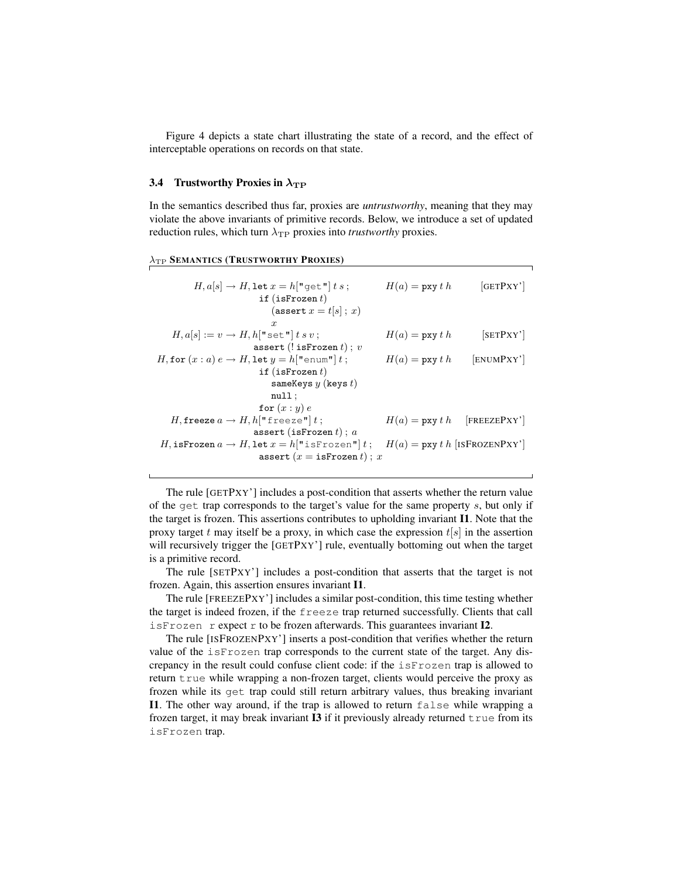Figure 4 depicts a state chart illustrating the state of a record, and the effect of interceptable operations on records on that state.

### 3.4 Trustworthy Proxies in $\lambda_{\mathrm{TP}}$

In the semantics described thus far, proxies are *untrustworthy*, meaning that they may violate the above invariants of primitive records. Below, we introduce a set of updated reduction rules, which turn $\lambda_{\mathrm{TP}}$ proxies into *trustworthy* proxies.

$\lambda_{\mathrm{TP}}$ **SEMANTICS (TRUSTWORTHY PROXIES)**

$$
\begin{array}{lll}
H, a[s] \rightarrow H, \texttt{let}\ x = h[\texttt{"get"}]\ t\ s\ ; & H(a) = \texttt{pxy}\ t\ h & [\textsc{GetPxy'}] \\
\qquad\qquad \texttt{if}\ (\texttt{isFrozen}\ t) & & \\
\qquad\qquad\quad (\texttt{assert}\ x = t[s]\ ;\ x) & & \\
\qquad\qquad\quad x & & \\
H, a[s] := v \rightarrow H, h[\texttt{"set"}]\ t\ s\ v\ ; & H(a) = \texttt{pxy}\ t\ h & [\textsc{SetPxy'}] \\
\qquad\qquad \texttt{assert}\ (!\ \texttt{isFrozen}\ t)\ ;\ v & & \\
H, \texttt{for}\ (x : a)\ e \rightarrow H, \texttt{let}\ y = h[\texttt{"enum"}]\ t\ ; & H(a) = \texttt{pxy}\ t\ h & [\textsc{EnumPxy'}] \\
\qquad\qquad \texttt{if}\ (\texttt{isFrozen}\ t) & & \\
\qquad\qquad\quad \texttt{sameKeys}\ y\ (\texttt{keys}\ t) & & \\
\qquad\qquad\quad \texttt{null}\ ; & & \\
\qquad\qquad \texttt{for}\ (x : y)\ e & & \\
H, \texttt{freeze}\ a \rightarrow H, h[\texttt{"freeze"}]\ t\ ; & H(a) = \texttt{pxy}\ t\ h & [\textsc{FreezePxy'}] \\
\qquad\qquad \texttt{assert}\ (\texttt{isFrozen}\ t)\ ;\ a & & \\
H, \texttt{isFrozen}\ a \rightarrow H, \texttt{let}\ x = h[\texttt{"isFrozen"}]\ t\ ; & H(a) = \texttt{pxy}\ t\ h & [\textsc{IsFrozenPxy'}] \\
\qquad\qquad \texttt{assert}\ (x = \texttt{isFrozen}\ t)\ ;\ x & &
\end{array}
$$

The rule [GETPXY'] includes a post-condition that asserts whether the return value of the `get` trap corresponds to the target's value for the same property $s$, but only if the target is frozen. This assertions contributes to upholding invariant **I1**. Note that the proxy target $t$ may itself be a proxy, in which case the expression $t[s]$ in the assertion will recursively trigger the [GETPXY'] rule, eventually bottoming out when the target is a primitive record.

The rule [SETPXY'] includes a post-condition that asserts that the target is not frozen. Again, this assertion ensures invariant **I1**.

The rule [FREEZEPXY'] includes a similar post-condition, this time testing whether the target is indeed frozen, if the `freeze` trap returned successfully. Clients that call `isFrozen r` expect `r` to be frozen afterwards. This guarantees invariant **I2**.

The rule [ISFROZENPXY'] inserts a post-condition that verifies whether the return value of the `isFrozen` trap corresponds to the current state of the target. Any discrepancy in the result could confuse client code: if the `isFrozen` trap is allowed to return `true` while wrapping a non-frozen target, clients would perceive the proxy as frozen while its `get` trap could still return arbitrary values, thus breaking invariant **I1**. The other way around, if the trap is allowed to return `false` while wrapping a frozen target, it may break invariant **I3** if it previously already returned `true` from its `isFrozen` trap.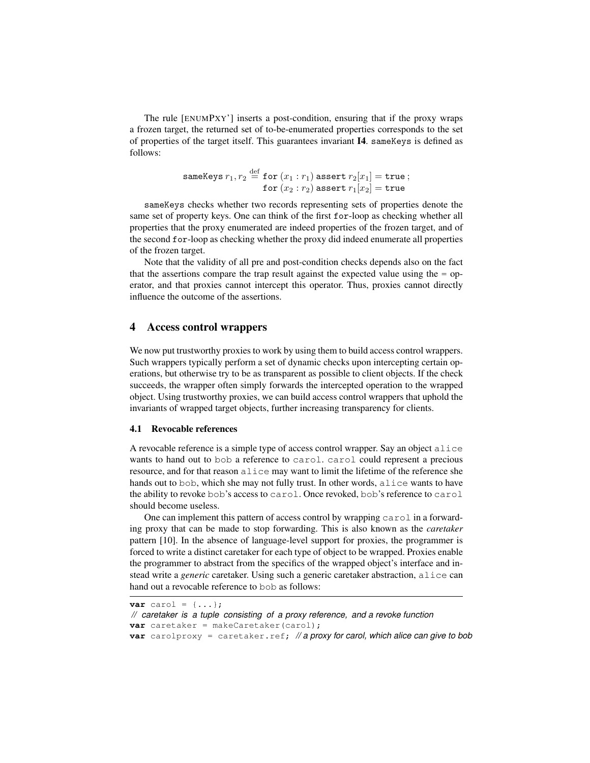The rule [ENUMPXY'] inserts a post-condition, ensuring that if the proxy wraps a frozen target, the returned set of to-be-enumerated properties corresponds to the set of properties of the target itself. This guarantees invariant **I4**. `sameKeys` is defined as follows:

$$\texttt{sameKeys}\, r_1, r_2 \stackrel{\text{def}}{=} \texttt{for}\ (x_1 : r_1)\ \texttt{assert}\ r_2[x_1] = \texttt{true}\,; \\ \texttt{for}\ (x_2 : r_2)\ \texttt{assert}\ r_1[x_2] = \texttt{true}$$

`sameKeys` checks whether two records representing sets of properties denote the same set of property keys. One can think of the first `for`-loop as checking whether all properties that the proxy enumerated are indeed properties of the frozen target, and of the second `for`-loop as checking whether the proxy did indeed enumerate all properties of the frozen target.

Note that the validity of all pre and post-condition checks depends also on the fact that the assertions compare the trap result against the expected value using the = operator, and that proxies cannot intercept this operator. Thus, proxies cannot directly influence the outcome of the assertions.

## 4 Access control wrappers

We now put trustworthy proxies to work by using them to build access control wrappers. Such wrappers typically perform a set of dynamic checks upon intercepting certain operations, but otherwise try to be as transparent as possible to client objects. If the check succeeds, the wrapper often simply forwards the intercepted operation to the wrapped object. Using trustworthy proxies, we can build access control wrappers that uphold the invariants of wrapped target objects, further increasing transparency for clients.

### 4.1 Revocable references

A revocable reference is a simple type of access control wrapper. Say an object `alice` wants to hand out to `bob` a reference to `carol`. `carol` could represent a precious resource, and for that reason `alice` may want to limit the lifetime of the reference she hands out to `bob`, which she may not fully trust. In other words, `alice` wants to have the ability to revoke `bob`'s access to `carol`. Once revoked, `bob`'s reference to `carol` should become useless.

One can implement this pattern of access control by wrapping `carol` in a forwarding proxy that can be made to stop forwarding. This is also known as the *caretaker* pattern [10]. In the absence of language-level support for proxies, the programmer is forced to write a distinct caretaker for each type of object to be wrapped. Proxies enable the programmer to abstract from the specifics of the wrapped object's interface and instead write a *generic* caretaker. Using such a generic caretaker abstraction, `alice` can hand out a revocable reference to `bob` as follows:

```
var carol = {...};
// caretaker is a tuple consisting of a proxy reference, and a revoke function
var caretaker = makeCaretaker(carol);
var carolproxy = caretaker.ref; // a proxy for carol, which alice can give to bob
```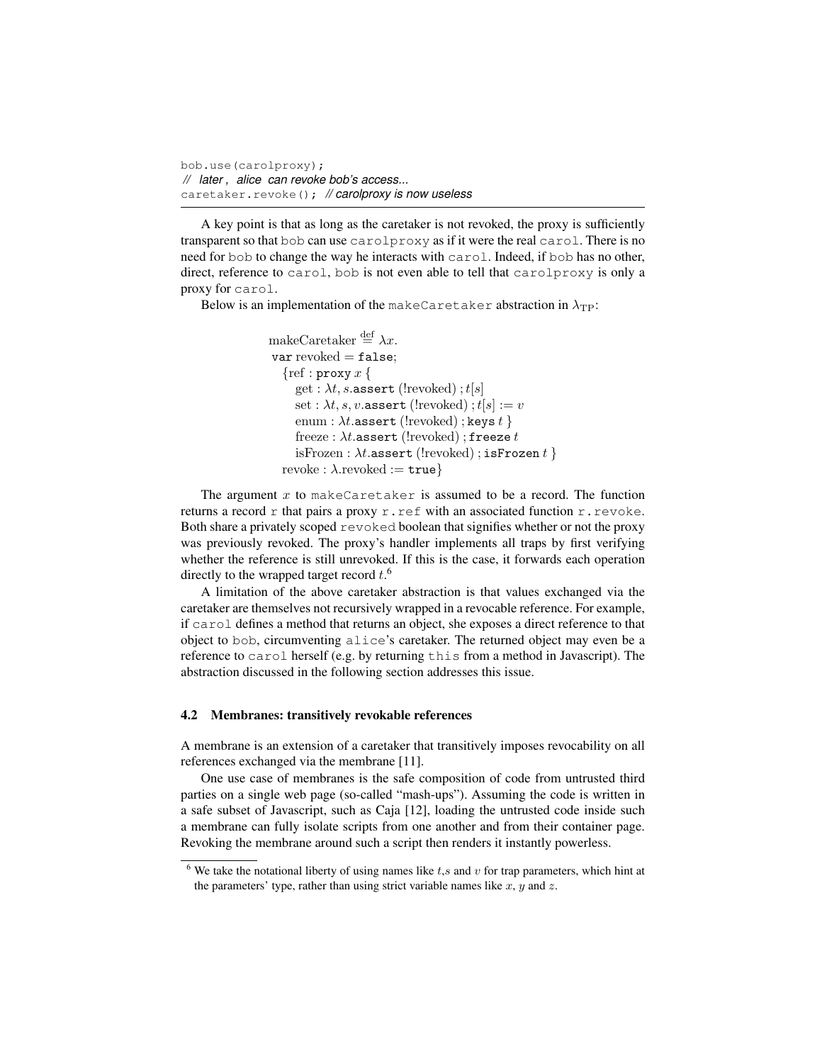```
bob.use(carolproxy);
// later, alice can revoke bob's access...
caretaker.revoke(); // carolproxy is now useless
```

A key point is that as long as the caretaker is not revoked, the proxy is sufficiently transparent so that `bob` can use `carolproxy` as if it were the real `carol`. There is no need for `bob` to change the way he interacts with `carol`. Indeed, if `bob` has no other, direct, reference to `carol`, `bob` is not even able to tell that `carolproxy` is only a proxy for `carol`.

Below is an implementation of the `makeCaretaker` abstraction in $\lambda_{\text{TP}}$:

$$
\begin{array}{l}
\text{makeCaretaker} \stackrel{\text{def}}{=} \lambda x. \\
\;\texttt{var}\ \text{revoked} = \texttt{false}; \\
\quad \{\text{ref} : \texttt{proxy}\ x\ \{ \\
\quad\quad \text{get} : \lambda t, s.\texttt{assert}\ (!\text{revoked})\ ; t[s] \\
\quad\quad \text{set} : \lambda t, s, v.\texttt{assert}\ (!\text{revoked})\ ; t[s] := v \\
\quad\quad \text{enum} : \lambda t.\texttt{assert}\ (!\text{revoked})\ ; \texttt{keys}\ t\ \} \\
\quad\quad \text{freeze} : \lambda t.\texttt{assert}\ (!\text{revoked})\ ; \texttt{freeze}\ t \\
\quad\quad \text{isFrozen} : \lambda t.\texttt{assert}\ (!\text{revoked})\ ; \texttt{isFrozen}\ t\ \} \\
\quad \text{revoke} : \lambda.\text{revoked} := \texttt{true}\}
\end{array}
$$

The argument $x$ to `makeCaretaker` is assumed to be a record. The function returns a record `r` that pairs a proxy `r.ref` with an associated function `r.revoke`. Both share a privately scoped `revoked` boolean that signifies whether or not the proxy was previously revoked. The proxy's handler implements all traps by first verifying whether the reference is still unrevoked. If this is the case, it forwards each operation directly to the wrapped target record $t$.[6]

A limitation of the above caretaker abstraction is that values exchanged via the caretaker are themselves not recursively wrapped in a revocable reference. For example, if `carol` defines a method that returns an object, she exposes a direct reference to that object to `bob`, circumventing `alice`'s caretaker. The returned object may even be a reference to `carol` herself (e.g. by returning `this` from a method in Javascript). The abstraction discussed in the following section addresses this issue.

### 4.2 Membranes: transitively revokable references

A membrane is an extension of a caretaker that transitively imposes revocability on all references exchanged via the membrane [11].

One use case of membranes is the safe composition of code from untrusted third parties on a single web page (so-called "mash-ups"). Assuming the code is written in a safe subset of Javascript, such as Caja [12], loading the untrusted code inside such a membrane can fully isolate scripts from one another and from their container page. Revoking the membrane around such a script then renders it instantly powerless.

[6] We take the notational liberty of using names like $t$,$s$ and $v$ for trap parameters, which hint at the parameters' type, rather than using strict variable names like $x$, $y$ and $z$.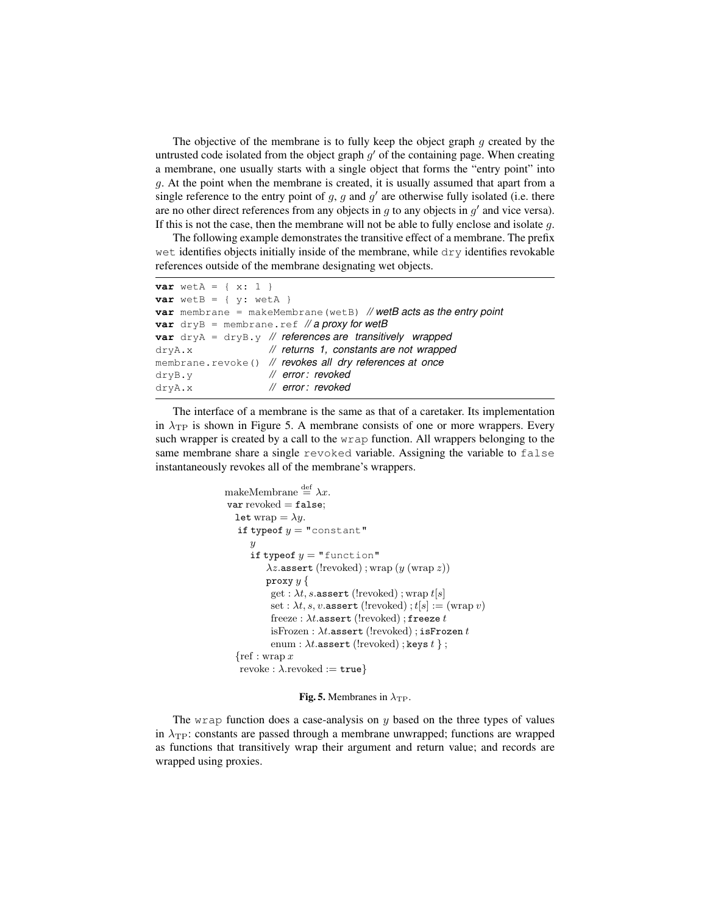The objective of the membrane is to fully keep the object graph $g$ created by the untrusted code isolated from the object graph $g'$ of the containing page. When creating a membrane, one usually starts with a single object that forms the "entry point" into $g$. At the point when the membrane is created, it is usually assumed that apart from a single reference to the entry point of $g$, $g$ and $g'$ are otherwise fully isolated (i.e. there are no other direct references from any objects in $g$ to any objects in $g'$ and vice versa). If this is not the case, then the membrane will not be able to fully enclose and isolate $g$.

The following example demonstrates the transitive effect of a membrane. The prefix `wet` identifies objects initially inside of the membrane, while `dry` identifies revokable references outside of the membrane designating wet objects.

```
var wetA = { x: 1 }
var wetB = { y: wetA }
var membrane = makeMembrane(wetB) // wetB acts as the entry point
var dryB = membrane.ref // a proxy for wetB
var dryA = dryB.y // references are transitively wrapped
dryA.x            // returns 1, constants are not wrapped
membrane.revoke() // revokes all dry references at once
dryB.y            // error: revoked
dryA.x            // error: revoked
```

The interface of a membrane is the same as that of a caretaker. Its implementation in $\lambda_{\text{TP}}$ is shown in Figure 5. A membrane consists of one or more wrappers. Every such wrapper is created by a call to the `wrap` function. All wrappers belonging to the same membrane share a single `revoked` variable. Assigning the variable to `false` instantaneously revokes all of the membrane's wrappers.

$$
\begin{array}{l}
\text{makeMembrane} \stackrel{\text{def}}{=} \lambda x. \\
\ \texttt{var}\ \text{revoked} = \texttt{false}; \\
\quad \texttt{let}\ \text{wrap} = \lambda y. \\
\quad\ \texttt{if typeof}\ y = \texttt{"constant"} \\
\qquad y \\
\qquad \texttt{if typeof}\ y = \texttt{"function"} \\
\qquad\quad \lambda z.\texttt{assert}\ (!\text{revoked})\ ; \text{wrap}\ (y\ (\text{wrap}\ z)) \\
\qquad\quad \texttt{proxy}\ y\ \{ \\
\qquad\qquad \text{get} : \lambda t, s.\texttt{assert}\ (!\text{revoked})\ ; \text{wrap}\ t[s] \\
\qquad\qquad \text{set} : \lambda t, s, v.\texttt{assert}\ (!\text{revoked})\ ; t[s] := (\text{wrap}\ v) \\
\qquad\qquad \text{freeze} : \lambda t.\texttt{assert}\ (!\text{revoked})\ ; \texttt{freeze}\ t \\
\qquad\qquad \text{isFrozen} : \lambda t.\texttt{assert}\ (!\text{revoked})\ ; \texttt{isFrozen}\ t \\
\qquad\qquad \text{enum} : \lambda t.\texttt{assert}\ (!\text{revoked})\ ; \texttt{keys}\ t\ \}\ ; \\
\quad \{\text{ref} : \text{wrap}\ x \\
\quad\ \ \text{revoke} : \lambda.\text{revoked} := \texttt{true}\}
\end{array}
$$

**Fig. 5.** Membranes in $\lambda_{\text{TP}}$.

The `wrap` function does a case-analysis on $y$ based on the three types of values in $\lambda_{\text{TP}}$: constants are passed through a membrane unwrapped; functions are wrapped as functions that transitively wrap their argument and return value; and records are wrapped using proxies.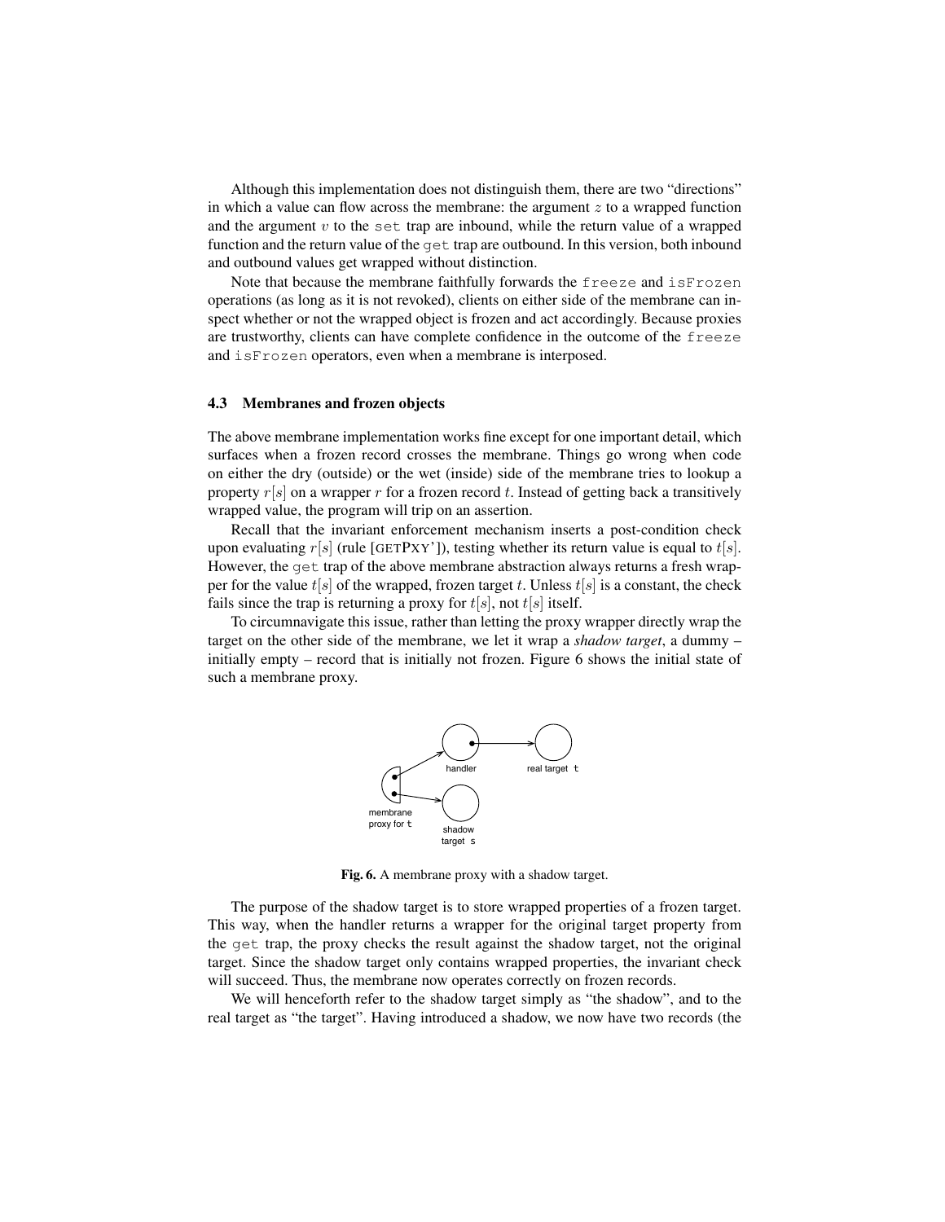Although this implementation does not distinguish them, there are two "directions" in which a value can flow across the membrane: the argument $z$ to a wrapped function and the argument $v$ to the `set` trap are inbound, while the return value of a wrapped function and the return value of the `get` trap are outbound. In this version, both inbound and outbound values get wrapped without distinction.

Note that because the membrane faithfully forwards the `freeze` and `isFrozen` operations (as long as it is not revoked), clients on either side of the membrane can inspect whether or not the wrapped object is frozen and act accordingly. Because proxies are trustworthy, clients can have complete confidence in the outcome of the `freeze` and `isFrozen` operators, even when a membrane is interposed.

### 4.3 Membranes and frozen objects

The above membrane implementation works fine except for one important detail, which surfaces when a frozen record crosses the membrane. Things go wrong when code on either the dry (outside) or the wet (inside) side of the membrane tries to lookup a property $r[s]$ on a wrapper $r$ for a frozen record $t$. Instead of getting back a transitively wrapped value, the program will trip on an assertion.

Recall that the invariant enforcement mechanism inserts a post-condition check upon evaluating $r[s]$ (rule [GETPXY']), testing whether its return value is equal to $t[s]$. However, the `get` trap of the above membrane abstraction always returns a fresh wrapper for the value $t[s]$ of the wrapped, frozen target $t$. Unless $t[s]$ is a constant, the check fails since the trap is returning a proxy for $t[s]$, not $t[s]$ itself.

To circumnavigate this issue, rather than letting the proxy wrapper directly wrap the target on the other side of the membrane, we let it wrap a *shadow target*, a dummy – initially empty – record that is initially not frozen. Figure 6 shows the initial state of such a membrane proxy.

handler

real target t

membrane proxy for t

shadow target s

**Fig. 6.** A membrane proxy with a shadow target.

The purpose of the shadow target is to store wrapped properties of a frozen target. This way, when the handler returns a wrapper for the original target property from the `get` trap, the proxy checks the result against the shadow target, not the original target. Since the shadow target only contains wrapped properties, the invariant check will succeed. Thus, the membrane now operates correctly on frozen records.

We will henceforth refer to the shadow target simply as "the shadow", and to the real target as "the target". Having introduced a shadow, we now have two records (the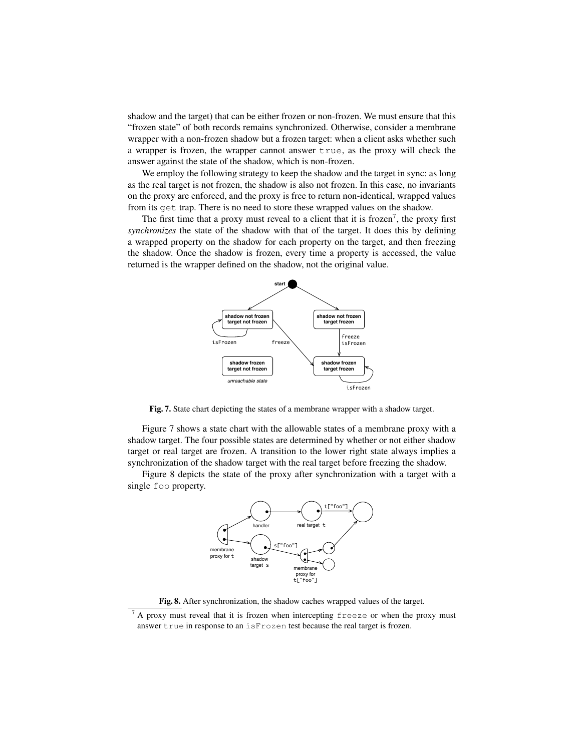shadow and the target) that can be either frozen or non-frozen. We must ensure that this "frozen state" of both records remains synchronized. Otherwise, consider a membrane wrapper with a non-frozen shadow but a frozen target: when a client asks whether such a wrapper is frozen, the wrapper cannot answer `true`, as the proxy will check the answer against the state of the shadow, which is non-frozen.

We employ the following strategy to keep the shadow and the target in sync: as long as the real target is not frozen, the shadow is also not frozen. In this case, no invariants on the proxy are enforced, and the proxy is free to return non-identical, wrapped values from its `get` trap. There is no need to store these wrapped values on the shadow.

The first time that a proxy must reveal to a client that it is frozen[7], the proxy first *synchronizes* the state of the shadow with that of the target. It does this by defining a wrapped property on the shadow for each property on the target, and then freezing the shadow. Once the shadow is frozen, every time a property is accessed, the value returned is the wrapper defined on the shadow, not the original value.

**Fig. 7.** State chart depicting the states of a membrane wrapper with a shadow target.

Figure 7 shows a state chart with the allowable states of a membrane proxy with a shadow target. The four possible states are determined by whether or not either shadow target or real target are frozen. A transition to the lower right state always implies a synchronization of the shadow target with the real target before freezing the shadow.

Figure 8 depicts the state of the proxy after synchronization with a target with a single `foo` property.

**Fig. 8.** After synchronization, the shadow caches wrapped values of the target.

[7] A proxy must reveal that it is frozen when intercepting `freeze` or when the proxy must answer `true` in response to an `isFrozen` test because the real target is frozen.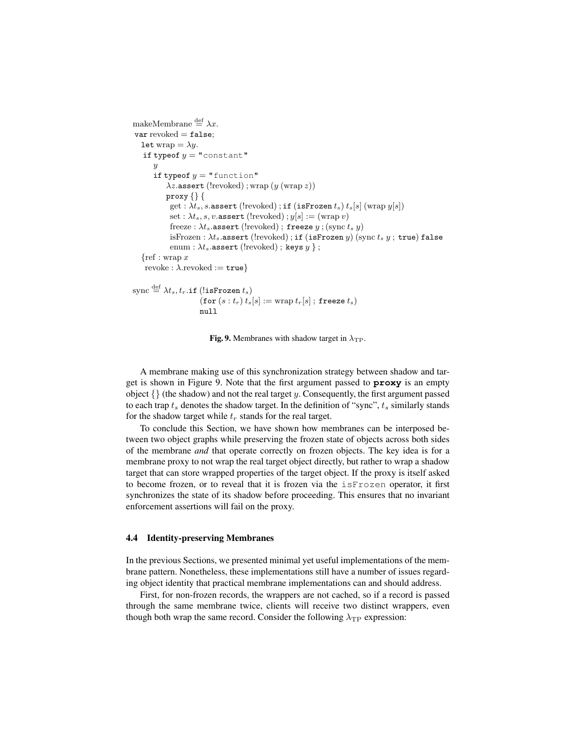```
makeMembrane ≝ λx.
 var revoked = false;
   let wrap = λy.
    if typeof y = "constant"
       y
       if typeof y = "function"
          λz.assert (!revoked) ; wrap (y (wrap z))
          proxy {} {
            get : λt_s, s.assert (!revoked) ; if (isFrozen t_s) t_s[s] (wrap y[s])
            set : λt_s, s, v.assert (!revoked) ; y[s] := (wrap v)
            freeze : λt_s.assert (!revoked) ; freeze y ; (sync t_s y)
            isFrozen : λt_s.assert (!revoked) ; if (isFrozen y) (sync t_s y ; true) false
            enum : λt_s.assert (!revoked) ; keys y } ;
   {ref : wrap x
    revoke : λ.revoked := true}

sync ≝ λt_s, t_r.if (!isFrozen t_s)
                  (for (s : t_r) t_s[s] := wrap t_r[s] ; freeze t_s)
                  null
```

**Fig. 9.** Membranes with shadow target in $\lambda_{\mathrm{TP}}$.

A membrane making use of this synchronization strategy between shadow and target is shown in Figure 9. Note that the first argument passed to **proxy** is an empty object {} (the shadow) and not the real target $y$. Consequently, the first argument passed to each trap $t_s$ denotes the shadow target. In the definition of "sync", $t_s$ similarly stands for the shadow target while $t_r$ stands for the real target.

To conclude this Section, we have shown how membranes can be interposed between two object graphs while preserving the frozen state of objects across both sides of the membrane *and* that operate correctly on frozen objects. The key idea is for a membrane proxy to not wrap the real target object directly, but rather to wrap a shadow target that can store wrapped properties of the target object. If the proxy is itself asked to become frozen, or to reveal that it is frozen via the `isFrozen` operator, it first synchronizes the state of its shadow before proceeding. This ensures that no invariant enforcement assertions will fail on the proxy.

### 4.4 Identity-preserving Membranes

In the previous Sections, we presented minimal yet useful implementations of the membrane pattern. Nonetheless, these implementations still have a number of issues regarding object identity that practical membrane implementations can and should address.

First, for non-frozen records, the wrappers are not cached, so if a record is passed through the same membrane twice, clients will receive two distinct wrappers, even though both wrap the same record. Consider the following $\lambda_{\mathrm{TP}}$ expression: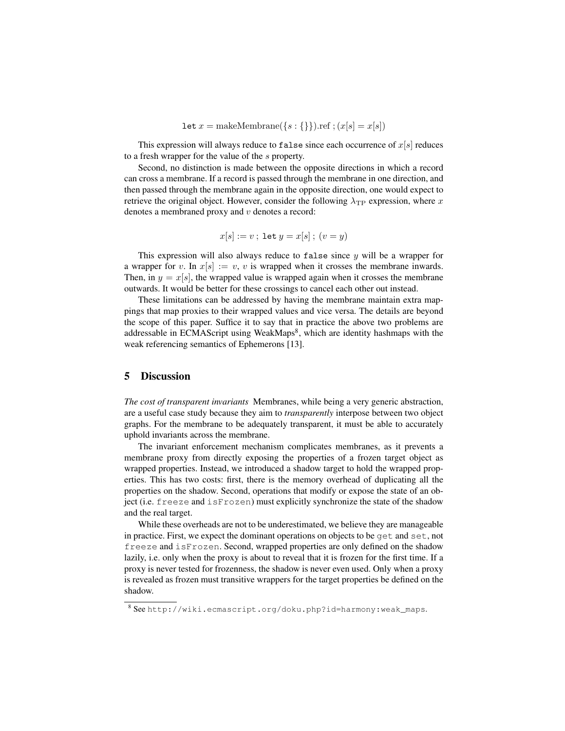$$\texttt{let}\ x = \text{makeMembrane}(\{s : \{\}\}).\text{ref}\ ; (x[s] = x[s])$$

This expression will always reduce to `false` since each occurrence of $x[s]$ reduces to a fresh wrapper for the value of the $s$ property.

Second, no distinction is made between the opposite directions in which a record can cross a membrane. If a record is passed through the membrane in one direction, and then passed through the membrane again in the opposite direction, one would expect to retrieve the original object. However, consider the following $\lambda_{\text{TP}}$ expression, where $x$ denotes a membraned proxy and $v$ denotes a record:

$$x[s] := v\ ;\ \texttt{let}\ y = x[s]\ ;\ (v = y)$$

This expression will also always reduce to `false` since $y$ will be a wrapper for a wrapper for $v$. In $x[s] := v$, $v$ is wrapped when it crosses the membrane inwards. Then, in $y = x[s]$, the wrapped value is wrapped again when it crosses the membrane outwards. It would be better for these crossings to cancel each other out instead.

These limitations can be addressed by having the membrane maintain extra mappings that map proxies to their wrapped values and vice versa. The details are beyond the scope of this paper. Suffice it to say that in practice the above two problems are addressable in ECMAScript using WeakMaps[8], which are identity hashmaps with the weak referencing semantics of Ephemerons [13].

## 5 Discussion

*The cost of transparent invariants* Membranes, while being a very generic abstraction, are a useful case study because they aim to ***transparently*** interpose between two object graphs. For the membrane to be adequately transparent, it must be able to accurately uphold invariants across the membrane.

The invariant enforcement mechanism complicates membranes, as it prevents a membrane proxy from directly exposing the properties of a frozen target object as wrapped properties. Instead, we introduced a shadow target to hold the wrapped properties. This has two costs: first, there is the memory overhead of duplicating all the properties on the shadow. Second, operations that modify or expose the state of an object (i.e. `freeze` and `isFrozen`) must explicitly synchronize the state of the shadow and the real target.

While these overheads are not to be underestimated, we believe they are manageable in practice. First, we expect the dominant operations on objects to be `get` and `set`, not `freeze` and `isFrozen`. Second, wrapped properties are only defined on the shadow lazily, i.e. only when the proxy is about to reveal that it is frozen for the first time. If a proxy is never tested for frozenness, the shadow is never even used. Only when a proxy is revealed as frozen must transitive wrappers for the target properties be defined on the shadow.

[8] See `http://wiki.ecmascript.org/doku.php?id=harmony:weak_maps`.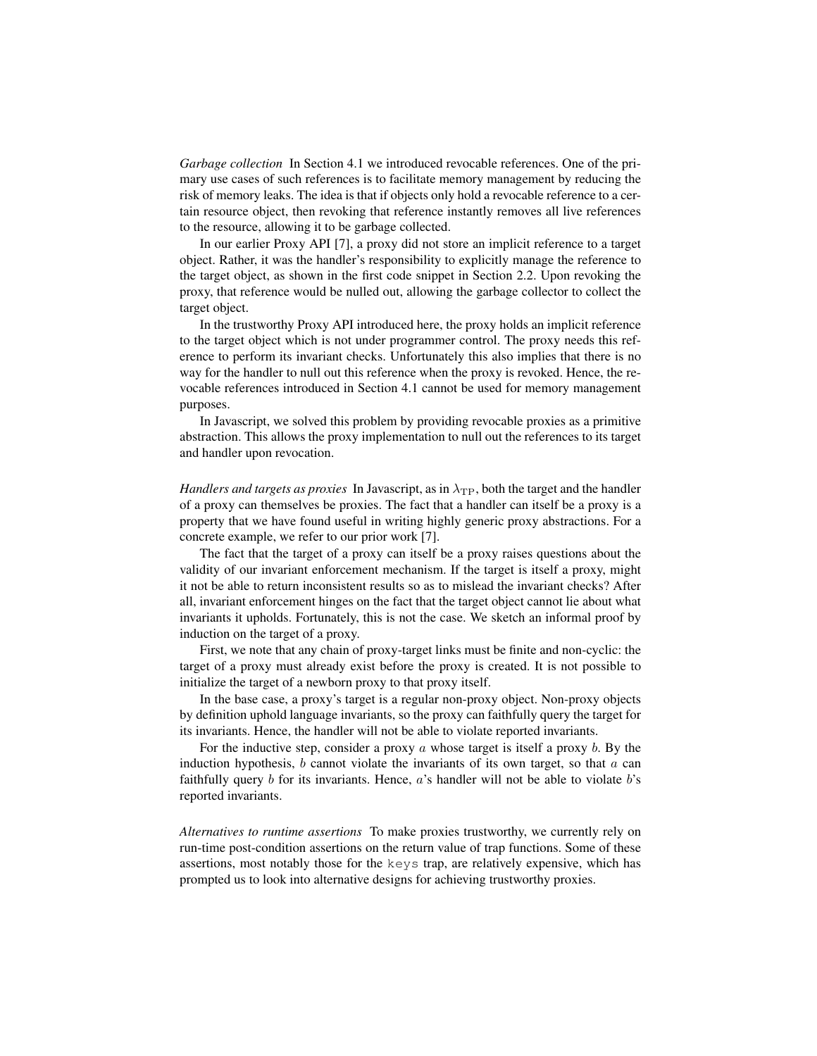*Garbage collection* In Section 4.1 we introduced revocable references. One of the primary use cases of such references is to facilitate memory management by reducing the risk of memory leaks. The idea is that if objects only hold a revocable reference to a certain resource object, then revoking that reference instantly removes all live references to the resource, allowing it to be garbage collected.

In our earlier Proxy API [7], a proxy did not store an implicit reference to a target object. Rather, it was the handler's responsibility to explicitly manage the reference to the target object, as shown in the first code snippet in Section 2.2. Upon revoking the proxy, that reference would be nulled out, allowing the garbage collector to collect the target object.

In the trustworthy Proxy API introduced here, the proxy holds an implicit reference to the target object which is not under programmer control. The proxy needs this reference to perform its invariant checks. Unfortunately this also implies that there is no way for the handler to null out this reference when the proxy is revoked. Hence, the revocable references introduced in Section 4.1 cannot be used for memory management purposes.

In Javascript, we solved this problem by providing revocable proxies as a primitive abstraction. This allows the proxy implementation to null out the references to its target and handler upon revocation.

*Handlers and targets as proxies* In Javascript, as in $\lambda_{\text{TP}}$, both the target and the handler of a proxy can themselves be proxies. The fact that a handler can itself be a proxy is a property that we have found useful in writing highly generic proxy abstractions. For a concrete example, we refer to our prior work [7].

The fact that the target of a proxy can itself be a proxy raises questions about the validity of our invariant enforcement mechanism. If the target is itself a proxy, might it not be able to return inconsistent results so as to mislead the invariant checks? After all, invariant enforcement hinges on the fact that the target object cannot lie about what invariants it upholds. Fortunately, this is not the case. We sketch an informal proof by induction on the target of a proxy.

First, we note that any chain of proxy-target links must be finite and non-cyclic: the target of a proxy must already exist before the proxy is created. It is not possible to initialize the target of a newborn proxy to that proxy itself.

In the base case, a proxy's target is a regular non-proxy object. Non-proxy objects by definition uphold language invariants, so the proxy can faithfully query the target for its invariants. Hence, the handler will not be able to violate reported invariants.

For the inductive step, consider a proxy $a$ whose target is itself a proxy $b$. By the induction hypothesis, $b$ cannot violate the invariants of its own target, so that $a$ can faithfully query $b$ for its invariants. Hence, $a$'s handler will not be able to violate $b$'s reported invariants.

*Alternatives to runtime assertions* To make proxies trustworthy, we currently rely on run-time post-condition assertions on the return value of trap functions. Some of these assertions, most notably those for the `keys` trap, are relatively expensive, which has prompted us to look into alternative designs for achieving trustworthy proxies.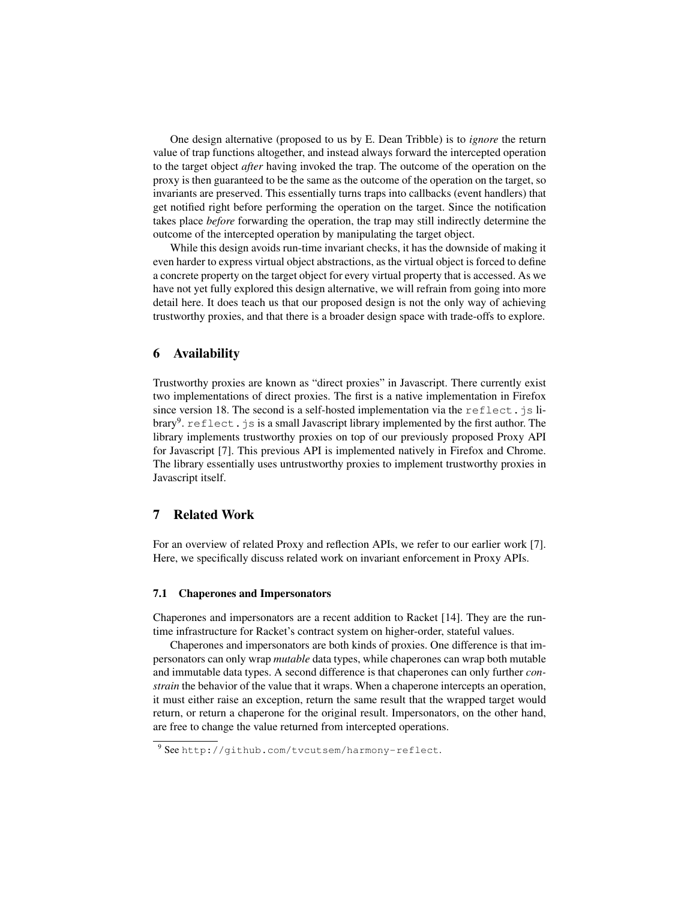One design alternative (proposed to us by E. Dean Tribble) is to *ignore* the return value of trap functions altogether, and instead always forward the intercepted operation to the target object *after* having invoked the trap. The outcome of the operation on the proxy is then guaranteed to be the same as the outcome of the operation on the target, so invariants are preserved. This essentially turns traps into callbacks (event handlers) that get notified right before performing the operation on the target. Since the notification takes place *before* forwarding the operation, the trap may still indirectly determine the outcome of the intercepted operation by manipulating the target object.

While this design avoids run-time invariant checks, it has the downside of making it even harder to express virtual object abstractions, as the virtual object is forced to define a concrete property on the target object for every virtual property that is accessed. As we have not yet fully explored this design alternative, we will refrain from going into more detail here. It does teach us that our proposed design is not the only way of achieving trustworthy proxies, and that there is a broader design space with trade-offs to explore.

## 6 Availability

Trustworthy proxies are known as "direct proxies" in Javascript. There currently exist two implementations of direct proxies. The first is a native implementation in Firefox since version 18. The second is a self-hosted implementation via the `reflect.js` library[9]. `reflect.js` is a small Javascript library implemented by the first author. The library implements trustworthy proxies on top of our previously proposed Proxy API for Javascript [7]. This previous API is implemented natively in Firefox and Chrome. The library essentially uses untrustworthy proxies to implement trustworthy proxies in Javascript itself.

## 7 Related Work

For an overview of related Proxy and reflection APIs, we refer to our earlier work [7]. Here, we specifically discuss related work on invariant enforcement in Proxy APIs.

### 7.1 Chaperones and Impersonators

Chaperones and impersonators are a recent addition to Racket [14]. They are the run-time infrastructure for Racket's contract system on higher-order, stateful values.

Chaperones and impersonators are both kinds of proxies. One difference is that impersonators can only wrap *mutable* data types, while chaperones can wrap both mutable and immutable data types. A second difference is that chaperones can only further *constrain* the behavior of the value that it wraps. When a chaperone intercepts an operation, it must either raise an exception, return the same result that the wrapped target would return, or return a chaperone for the original result. Impersonators, on the other hand, are free to change the value returned from intercepted operations.

[9] See `http://github.com/tvcutsem/harmony-reflect`.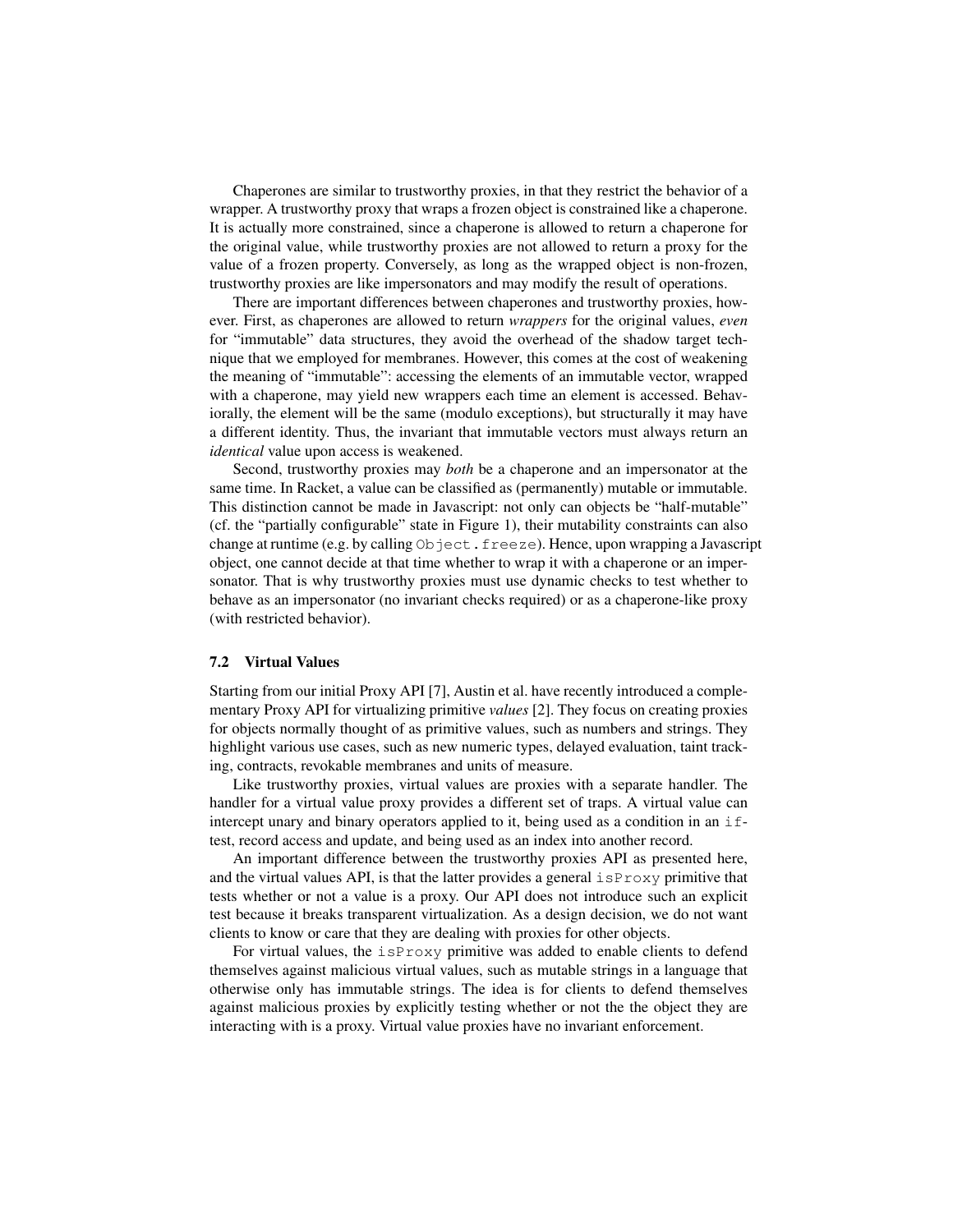Chaperones are similar to trustworthy proxies, in that they restrict the behavior of a wrapper. A trustworthy proxy that wraps a frozen object is constrained like a chaperone. It is actually more constrained, since a chaperone is allowed to return a chaperone for the original value, while trustworthy proxies are not allowed to return a proxy for the value of a frozen property. Conversely, as long as the wrapped object is non-frozen, trustworthy proxies are like impersonators and may modify the result of operations.

There are important differences between chaperones and trustworthy proxies, however. First, as chaperones are allowed to return *wrappers* for the original values, *even* for "immutable" data structures, they avoid the overhead of the shadow target technique that we employed for membranes. However, this comes at the cost of weakening the meaning of "immutable": accessing the elements of an immutable vector, wrapped with a chaperone, may yield new wrappers each time an element is accessed. Behaviorally, the element will be the same (modulo exceptions), but structurally it may have a different identity. Thus, the invariant that immutable vectors must always return an *identical* value upon access is weakened.

Second, trustworthy proxies may *both* be a chaperone and an impersonator at the same time. In Racket, a value can be classified as (permanently) mutable or immutable. This distinction cannot be made in Javascript: not only can objects be "half-mutable" (cf. the "partially configurable" state in Figure 1), their mutability constraints can also change at runtime (e.g. by calling `Object.freeze`). Hence, upon wrapping a Javascript object, one cannot decide at that time whether to wrap it with a chaperone or an impersonator. That is why trustworthy proxies must use dynamic checks to test whether to behave as an impersonator (no invariant checks required) or as a chaperone-like proxy (with restricted behavior).

### 7.2 Virtual Values

Starting from our initial Proxy API [7], Austin et al. have recently introduced a complementary Proxy API for virtualizing primitive *values* [2]. They focus on creating proxies for objects normally thought of as primitive values, such as numbers and strings. They highlight various use cases, such as new numeric types, delayed evaluation, taint tracking, contracts, revokable membranes and units of measure.

Like trustworthy proxies, virtual values are proxies with a separate handler. The handler for a virtual value proxy provides a different set of traps. A virtual value can intercept unary and binary operators applied to it, being used as a condition in an `if`-test, record access and update, and being used as an index into another record.

An important difference between the trustworthy proxies API as presented here, and the virtual values API, is that the latter provides a general `isProxy` primitive that tests whether or not a value is a proxy. Our API does not introduce such an explicit test because it breaks transparent virtualization. As a design decision, we do not want clients to know or care that they are dealing with proxies for other objects.

For virtual values, the `isProxy` primitive was added to enable clients to defend themselves against malicious virtual values, such as mutable strings in a language that otherwise only has immutable strings. The idea is for clients to defend themselves against malicious proxies by explicitly testing whether or not the the object they are interacting with is a proxy. Virtual value proxies have no invariant enforcement.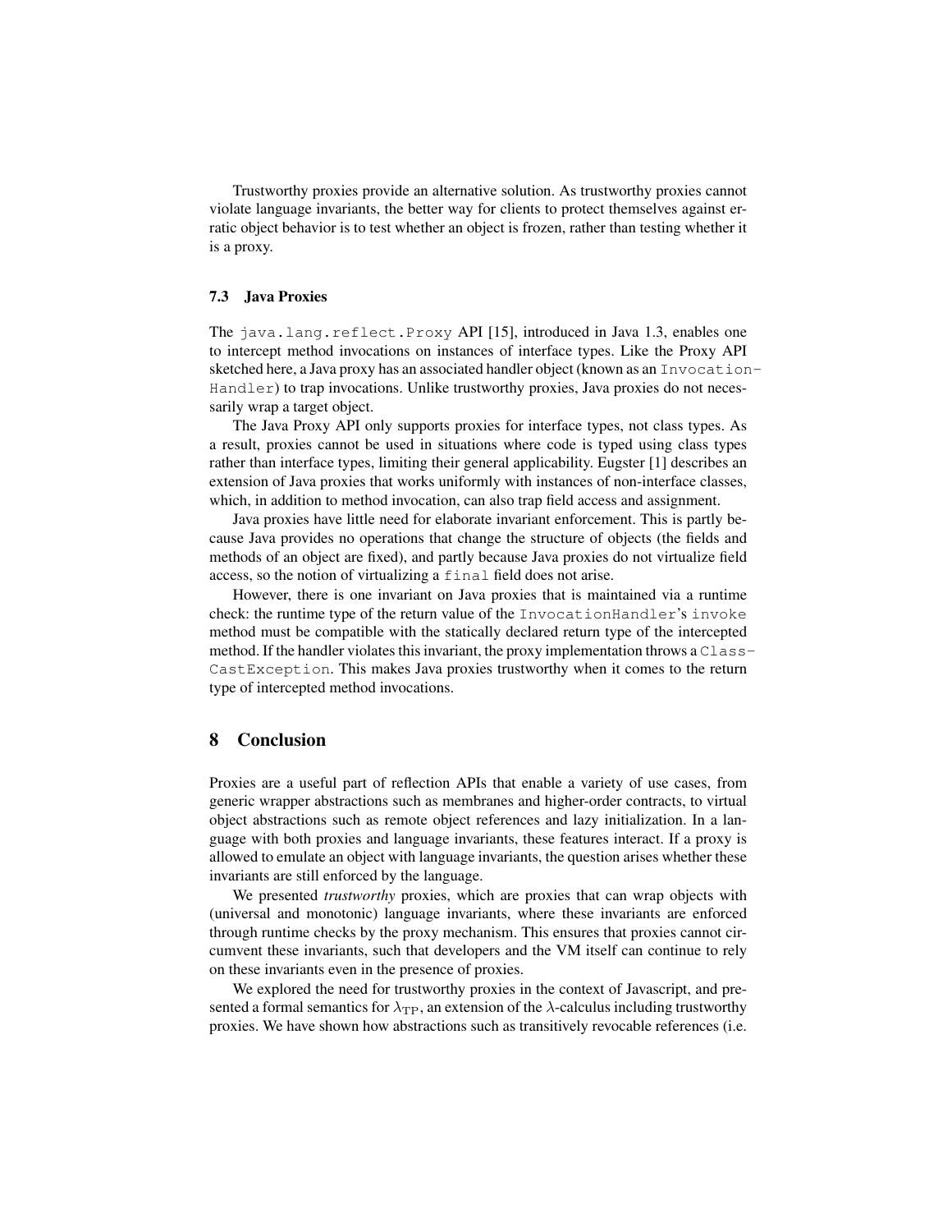Trustworthy proxies provide an alternative solution. As trustworthy proxies cannot violate language invariants, the better way for clients to protect themselves against erratic object behavior is to test whether an object is frozen, rather than testing whether it is a proxy.

### 7.3 Java Proxies

The `java.lang.reflect.Proxy` API [15], introduced in Java 1.3, enables one to intercept method invocations on instances of interface types. Like the Proxy API sketched here, a Java proxy has an associated handler object (known as an `InvocationHandler`) to trap invocations. Unlike trustworthy proxies, Java proxies do not necessarily wrap a target object.

The Java Proxy API only supports proxies for interface types, not class types. As a result, proxies cannot be used in situations where code is typed using class types rather than interface types, limiting their general applicability. Eugster [1] describes an extension of Java proxies that works uniformly with instances of non-interface classes, which, in addition to method invocation, can also trap field access and assignment.

Java proxies have little need for elaborate invariant enforcement. This is partly because Java provides no operations that change the structure of objects (the fields and methods of an object are fixed), and partly because Java proxies do not virtualize field access, so the notion of virtualizing a `final` field does not arise.

However, there is one invariant on Java proxies that is maintained via a runtime check: the runtime type of the return value of the `InvocationHandler`'s `invoke` method must be compatible with the statically declared return type of the intercepted method. If the handler violates this invariant, the proxy implementation throws a `ClassCastException`. This makes Java proxies trustworthy when it comes to the return type of intercepted method invocations.

## 8 Conclusion

Proxies are a useful part of reflection APIs that enable a variety of use cases, from generic wrapper abstractions such as membranes and higher-order contracts, to virtual object abstractions such as remote object references and lazy initialization. In a language with both proxies and language invariants, these features interact. If a proxy is allowed to emulate an object with language invariants, the question arises whether these invariants are still enforced by the language.

We presented *trustworthy* proxies, which are proxies that can wrap objects with (universal and monotonic) language invariants, where these invariants are enforced through runtime checks by the proxy mechanism. This ensures that proxies cannot circumvent these invariants, such that developers and the VM itself can continue to rely on these invariants even in the presence of proxies.

We explored the need for trustworthy proxies in the context of Javascript, and presented a formal semantics for $\lambda_{\text{TP}}$, an extension of the $\lambda$-calculus including trustworthy proxies. We have shown how abstractions such as transitively revocable references (i.e.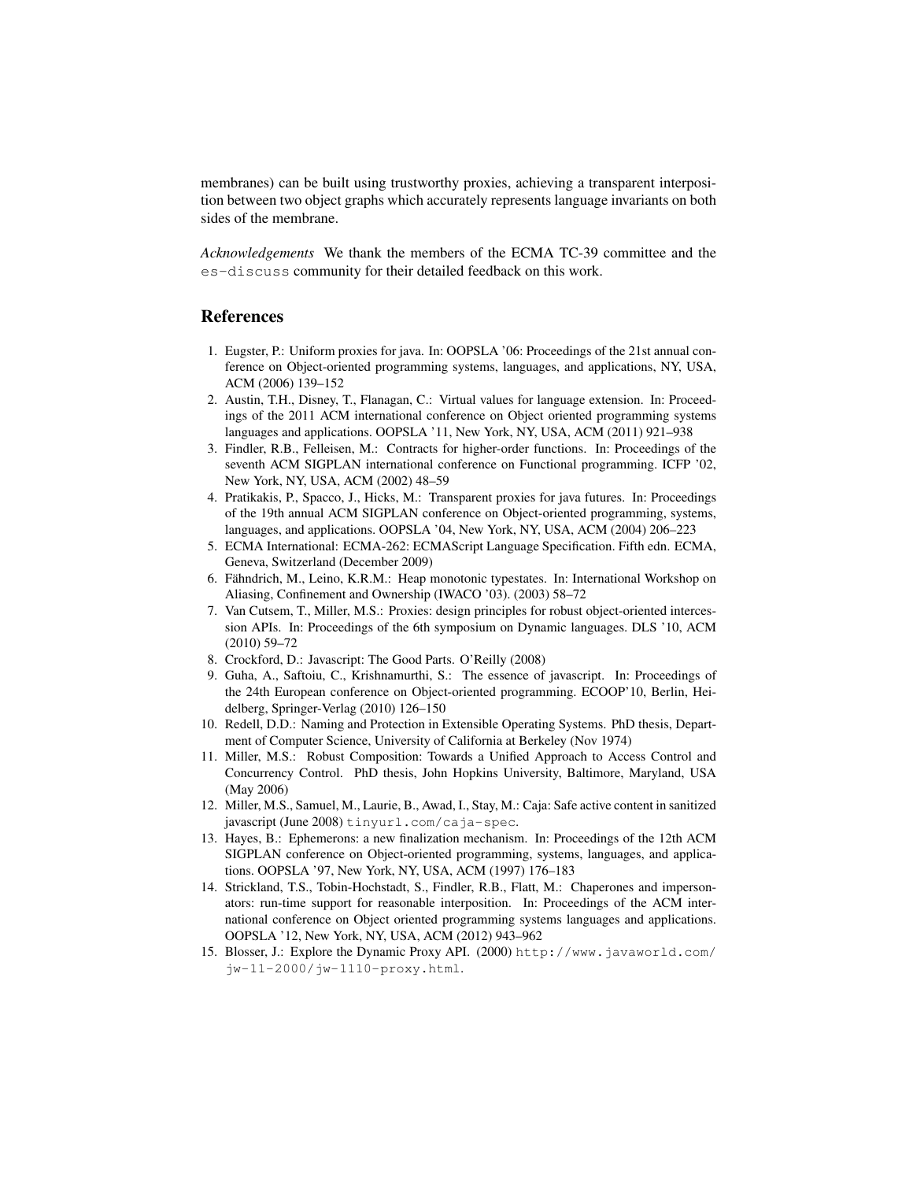membranes) can be built using trustworthy proxies, achieving a transparent interposition between two object graphs which accurately represents language invariants on both sides of the membrane.

*Acknowledgements* We thank the members of the ECMA TC-39 committee and the `es-discuss` community for their detailed feedback on this work.

## References

1. Eugster, P.: Uniform proxies for java. In: OOPSLA '06: Proceedings of the 21st annual conference on Object-oriented programming systems, languages, and applications, NY, USA, ACM (2006) 139–152
2. Austin, T.H., Disney, T., Flanagan, C.: Virtual values for language extension. In: Proceedings of the 2011 ACM international conference on Object oriented programming systems languages and applications. OOPSLA '11, New York, NY, USA, ACM (2011) 921–938
3. Findler, R.B., Felleisen, M.: Contracts for higher-order functions. In: Proceedings of the seventh ACM SIGPLAN international conference on Functional programming. ICFP '02, New York, NY, USA, ACM (2002) 48–59
4. Pratikakis, P., Spacco, J., Hicks, M.: Transparent proxies for java futures. In: Proceedings of the 19th annual ACM SIGPLAN conference on Object-oriented programming, systems, languages, and applications. OOPSLA '04, New York, NY, USA, ACM (2004) 206–223
5. ECMA International: ECMA-262: ECMAScript Language Specification. Fifth edn. ECMA, Geneva, Switzerland (December 2009)
6. Fähndrich, M., Leino, K.R.M.: Heap monotonic typestates. In: International Workshop on Aliasing, Confinement and Ownership (IWACO '03). (2003) 58–72
7. Van Cutsem, T., Miller, M.S.: Proxies: design principles for robust object-oriented intercession APIs. In: Proceedings of the 6th symposium on Dynamic languages. DLS '10, ACM (2010) 59–72
8. Crockford, D.: Javascript: The Good Parts. O'Reilly (2008)
9. Guha, A., Saftoiu, C., Krishnamurthi, S.: The essence of javascript. In: Proceedings of the 24th European conference on Object-oriented programming. ECOOP'10, Berlin, Heidelberg, Springer-Verlag (2010) 126–150
10. Redell, D.D.: Naming and Protection in Extensible Operating Systems. PhD thesis, Department of Computer Science, University of California at Berkeley (Nov 1974)
11. Miller, M.S.: Robust Composition: Towards a Unified Approach to Access Control and Concurrency Control. PhD thesis, John Hopkins University, Baltimore, Maryland, USA (May 2006)
12. Miller, M.S., Samuel, M., Laurie, B., Awad, I., Stay, M.: Caja: Safe active content in sanitized javascript (June 2008) `tinyurl.com/caja-spec`.
13. Hayes, B.: Ephemerons: a new finalization mechanism. In: Proceedings of the 12th ACM SIGPLAN conference on Object-oriented programming, systems, languages, and applications. OOPSLA '97, New York, NY, USA, ACM (1997) 176–183
14. Strickland, T.S., Tobin-Hochstadt, S., Findler, R.B., Flatt, M.: Chaperones and impersonators: run-time support for reasonable interposition. In: Proceedings of the ACM international conference on Object oriented programming systems languages and applications. OOPSLA '12, New York, NY, USA, ACM (2012) 943–962
15. Blosser, J.: Explore the Dynamic Proxy API. (2000) `http://www.javaworld.com/jw-11-2000/jw-1110-proxy.html`.